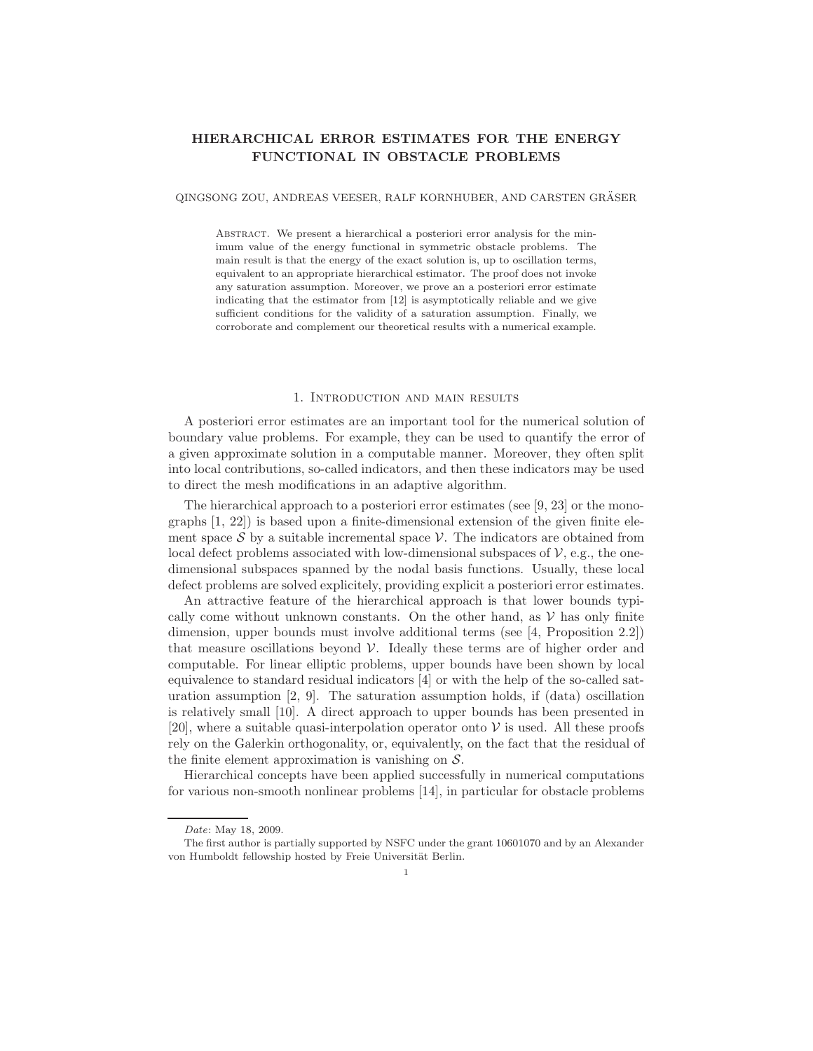# HIERARCHICAL ERROR ESTIMATES FOR THE ENERGY FUNCTIONAL IN OBSTACLE PROBLEMS

QINGSONG ZOU, ANDREAS VEESER, RALF KORNHUBER, AND CARSTEN GRÄSER

Abstract. We present a hierarchical a posteriori error analysis for the minimum value of the energy functional in symmetric obstacle problems. The main result is that the energy of the exact solution is, up to oscillation terms, equivalent to an appropriate hierarchical estimator. The proof does not invoke any saturation assumption. Moreover, we prove an a posteriori error estimate indicating that the estimator from [12] is asymptotically reliable and we give sufficient conditions for the validity of a saturation assumption. Finally, we corroborate and complement our theoretical results with a numerical example.

## 1. Introduction and main results

A posteriori error estimates are an important tool for the numerical solution of boundary value problems. For example, they can be used to quantify the error of a given approximate solution in a computable manner. Moreover, they often split into local contributions, so-called indicators, and then these indicators may be used to direct the mesh modifications in an adaptive algorithm.

The hierarchical approach to a posteriori error estimates (see [9, 23] or the monographs [1, 22]) is based upon a finite-dimensional extension of the given finite element space $\mathcal{S}$ by a suitable incremental space $\mathcal{V}$. The indicators are obtained from local defect problems associated with low-dimensional subspaces of $\mathcal{V}$, e.g., the one-dimensional subspaces spanned by the nodal basis functions. Usually, these local defect problems are solved explicitely, providing explicit a posteriori error estimates.

An attractive feature of the hierarchical approach is that lower bounds typically come without unknown constants. On the other hand, as $\mathcal{V}$ has only finite dimension, upper bounds must involve additional terms (see [4, Proposition 2.2]) that measure oscillations beyond $\mathcal{V}$. Ideally these terms are of higher order and computable. For linear elliptic problems, upper bounds have been shown by local equivalence to standard residual indicators [4] or with the help of the so-called saturation assumption [2, 9]. The saturation assumption holds, if (data) oscillation is relatively small [10]. A direct approach to upper bounds has been presented in [20], where a suitable quasi-interpolation operator onto $\mathcal{V}$ is used. All these proofs rely on the Galerkin orthogonality, or, equivalently, on the fact that the residual of the finite element approximation is vanishing on $\mathcal{S}$.

Hierarchical concepts have been applied successfully in numerical computations for various non-smooth nonlinear problems [14], in particular for obstacle problems

*Date*: May 18, 2009.

The first author is partially supported by NSFC under the grant 10601070 and by an Alexander von Humboldt fellowship hosted by Freie Universität Berlin.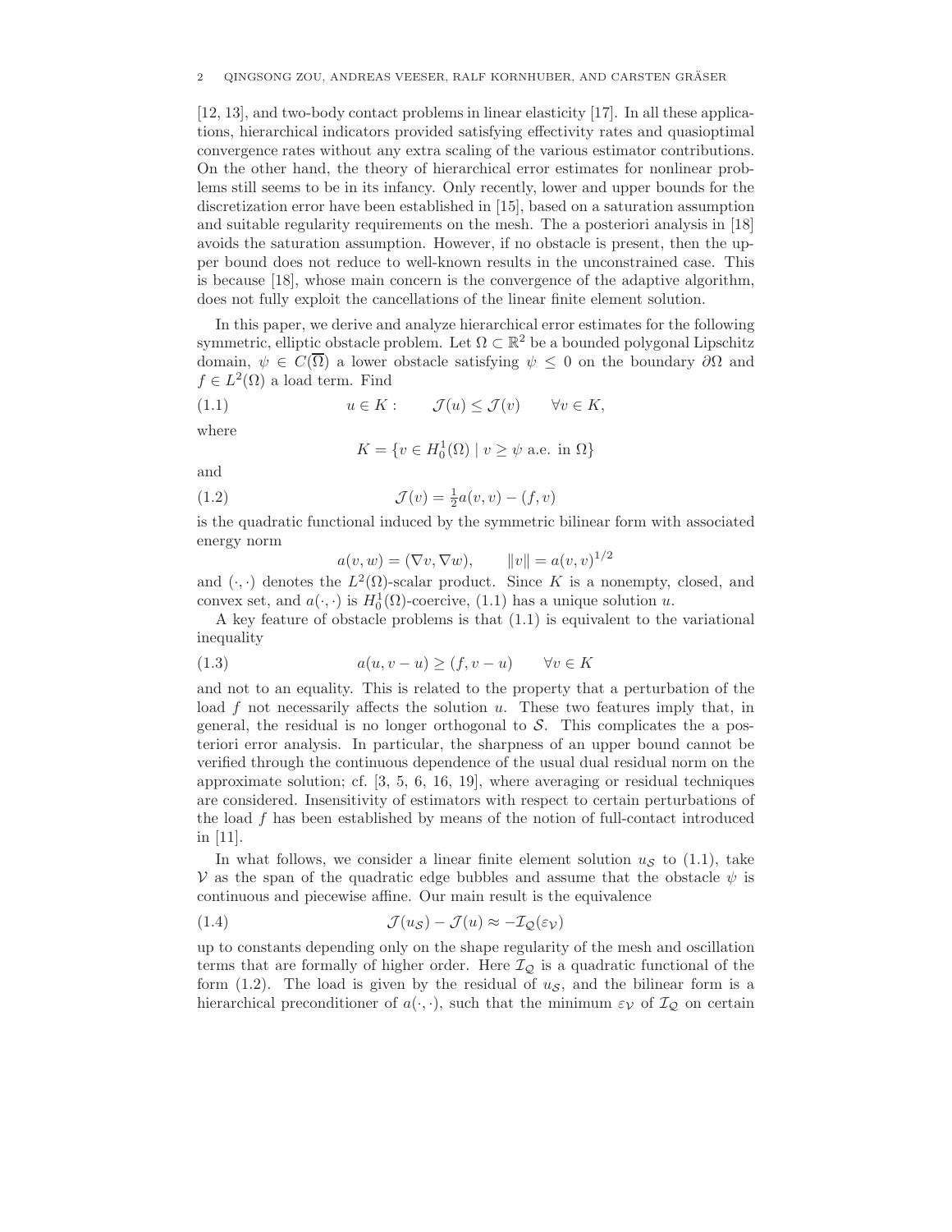[12, 13], and two-body contact problems in linear elasticity [17]. In all these applications, hierarchical indicators provided satisfying effectivity rates and quasioptimal convergence rates without any extra scaling of the various estimator contributions. On the other hand, the theory of hierarchical error estimates for nonlinear problems still seems to be in its infancy. Only recently, lower and upper bounds for the discretization error have been established in [15], based on a saturation assumption and suitable regularity requirements on the mesh. The a posteriori analysis in [18] avoids the saturation assumption. However, if no obstacle is present, then the upper bound does not reduce to well-known results in the unconstrained case. This is because [18], whose main concern is the convergence of the adaptive algorithm, does not fully exploit the cancellations of the linear finite element solution.

In this paper, we derive and analyze hierarchical error estimates for the following symmetric, elliptic obstacle problem. Let $\Omega \subset \mathbb{R}^2$ be a bounded polygonal Lipschitz domain, $\psi \in C(\overline{\Omega})$ a lower obstacle satisfying $\psi \leq 0$ on the boundary $\partial\Omega$ and $f \in L^2(\Omega)$ a load term. Find

$$u \in K: \qquad \mathcal{J}(u) \leq \mathcal{J}(v) \qquad \forall v \in K, \tag{1.1}$$

where

$$K = \{v \in H_0^1(\Omega) \mid v \geq \psi \text{ a.e. in } \Omega\}$$

and

$$\mathcal{J}(v) = \tfrac{1}{2}a(v,v) - (f,v) \tag{1.2}$$

is the quadratic functional induced by the symmetric bilinear form with associated energy norm

$$a(v,w) = (\nabla v, \nabla w), \qquad \|v\| = a(v,v)^{1/2}$$

and $(\cdot,\cdot)$ denotes the $L^2(\Omega)$-scalar product. Since $K$ is a nonempty, closed, and convex set, and $a(\cdot,\cdot)$ is $H_0^1(\Omega)$-coercive, (1.1) has a unique solution $u$.

A key feature of obstacle problems is that (1.1) is equivalent to the variational inequality

$$a(u, v-u) \geq (f, v-u) \qquad \forall v \in K \tag{1.3}$$

and not to an equality. This is related to the property that a perturbation of the load $f$ not necessarily affects the solution $u$. These two features imply that, in general, the residual is no longer orthogonal to $\mathcal{S}$. This complicates the a posteriori error analysis. In particular, the sharpness of an upper bound cannot be verified through the continuous dependence of the usual dual residual norm on the approximate solution; cf. [3, 5, 6, 16, 19], where averaging or residual techniques are considered. Insensitivity of estimators with respect to certain perturbations of the load $f$ has been established by means of the notion of full-contact introduced in [11].

In what follows, we consider a linear finite element solution $u_{\mathcal{S}}$ to (1.1), take $\mathcal{V}$ as the span of the quadratic edge bubbles and assume that the obstacle $\psi$ is continuous and piecewise affine. Our main result is the equivalence

$$\mathcal{J}(u_{\mathcal{S}}) - \mathcal{J}(u) \approx -\mathcal{I}_{\mathcal{Q}}(\varepsilon_{\mathcal{V}}) \tag{1.4}$$

up to constants depending only on the shape regularity of the mesh and oscillation terms that are formally of higher order. Here $\mathcal{I}_{\mathcal{Q}}$ is a quadratic functional of the form (1.2). The load is given by the residual of $u_{\mathcal{S}}$, and the bilinear form is a hierarchical preconditioner of $a(\cdot,\cdot)$, such that the minimum $\varepsilon_{\mathcal{V}}$ of $\mathcal{I}_{\mathcal{Q}}$ on certain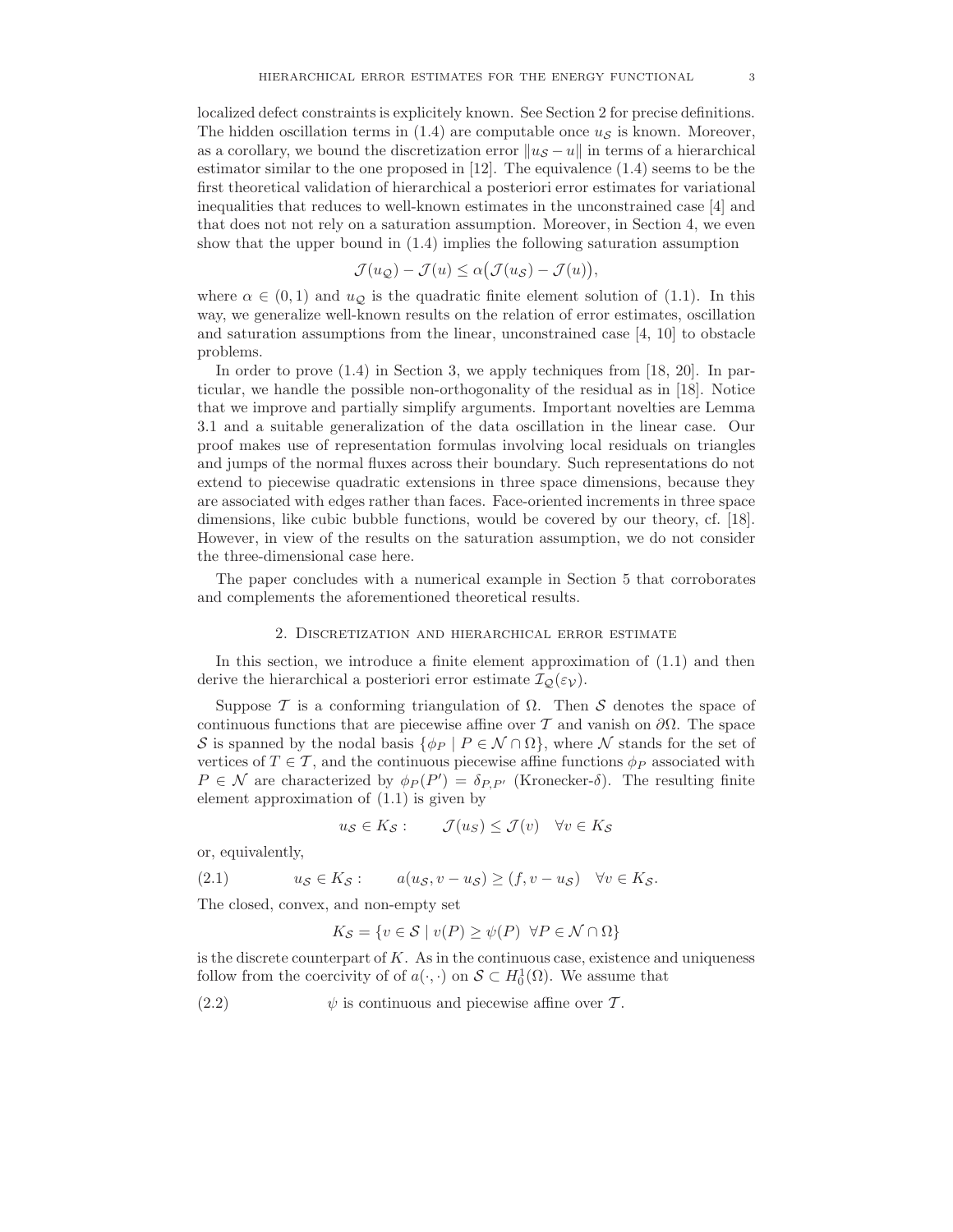localized defect constraints is explicitely known. See Section 2 for precise definitions. The hidden oscillation terms in (1.4) are computable once $u_{\mathcal{S}}$ is known. Moreover, as a corollary, we bound the discretization error $\|u_{\mathcal{S}} - u\|$ in terms of a hierarchical estimator similar to the one proposed in [12]. The equivalence (1.4) seems to be the first theoretical validation of hierarchical a posteriori error estimates for variational inequalities that reduces to well-known estimates in the unconstrained case [4] and that does not not rely on a saturation assumption. Moreover, in Section 4, we even show that the upper bound in (1.4) implies the following saturation assumption

$$\mathcal{J}(u_{\mathcal{Q}}) - \mathcal{J}(u) \leq \alpha\big(\mathcal{J}(u_{\mathcal{S}}) - \mathcal{J}(u)\big),$$

where $\alpha \in (0, 1)$ and $u_{\mathcal{Q}}$ is the quadratic finite element solution of (1.1). In this way, we generalize well-known results on the relation of error estimates, oscillation and saturation assumptions from the linear, unconstrained case [4, 10] to obstacle problems.

In order to prove (1.4) in Section 3, we apply techniques from [18, 20]. In particular, we handle the possible non-orthogonality of the residual as in [18]. Notice that we improve and partially simplify arguments. Important novelties are Lemma 3.1 and a suitable generalization of the data oscillation in the linear case. Our proof makes use of representation formulas involving local residuals on triangles and jumps of the normal fluxes across their boundary. Such representations do not extend to piecewise quadratic extensions in three space dimensions, because they are associated with edges rather than faces. Face-oriented increments in three space dimensions, like cubic bubble functions, would be covered by our theory, cf. [18]. However, in view of the results on the saturation assumption, we do not consider the three-dimensional case here.

The paper concludes with a numerical example in Section 5 that corroborates and complements the aforementioned theoretical results.

## 2. Discretization and hierarchical error estimate

In this section, we introduce a finite element approximation of (1.1) and then derive the hierarchical a posteriori error estimate $\mathcal{I}_{\mathcal{Q}}(\varepsilon_{\mathcal{V}})$.

Suppose $\mathcal{T}$ is a conforming triangulation of $\Omega$. Then $\mathcal{S}$ denotes the space of continuous functions that are piecewise affine over $\mathcal{T}$ and vanish on $\partial\Omega$. The space $\mathcal{S}$ is spanned by the nodal basis $\{\phi_P \mid P \in \mathcal{N} \cap \Omega\}$, where $\mathcal{N}$ stands for the set of vertices of $T \in \mathcal{T}$, and the continuous piecewise affine functions $\phi_P$ associated with $P \in \mathcal{N}$ are characterized by $\phi_P(P') = \delta_{P,P'}$ (Kronecker-$\delta$). The resulting finite element approximation of (1.1) is given by

$$u_{\mathcal{S}} \in K_{\mathcal{S}}: \qquad \mathcal{J}(u_{\mathcal{S}}) \leq \mathcal{J}(v) \quad \forall v \in K_{\mathcal{S}}$$

or, equivalently,

$$u_{\mathcal{S}} \in K_{\mathcal{S}}: \qquad a(u_{\mathcal{S}}, v - u_{\mathcal{S}}) \geq (f, v - u_{\mathcal{S}}) \quad \forall v \in K_{\mathcal{S}}. \tag{2.1}$$

The closed, convex, and non-empty set

$$K_{\mathcal{S}} = \{v \in \mathcal{S} \mid v(P) \geq \psi(P) \ \ \forall P \in \mathcal{N} \cap \Omega\}$$

is the discrete counterpart of $K$. As in the continuous case, existence and uniqueness follow from the coercivity of of $a(\cdot, \cdot)$ on $\mathcal{S} \subset H_0^1(\Omega)$. We assume that

$$\psi \text{ is continuous and piecewise affine over } \mathcal{T}. \tag{2.2}$$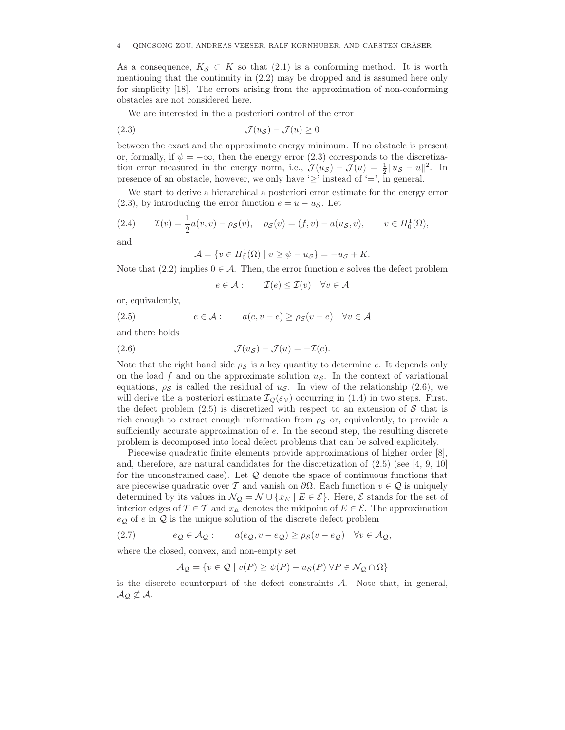As a consequence, $K_{\mathcal{S}} \subset K$ so that (2.1) is a conforming method. It is worth mentioning that the continuity in (2.2) may be dropped and is assumed here only for simplicity [18]. The errors arising from the approximation of non-conforming obstacles are not considered here.

We are interested in the a posteriori control of the error

$$\mathcal{J}(u_{\mathcal{S}}) - \mathcal{J}(u) \geq 0 \tag{2.3}$$

between the exact and the approximate energy minimum. If no obstacle is present or, formally, if $\psi = -\infty$, then the energy error (2.3) corresponds to the discretization error measured in the energy norm, i.e., $\mathcal{J}(u_{\mathcal{S}}) - \mathcal{J}(u) = \frac{1}{2}\|u_{\mathcal{S}} - u\|^2$. In presence of an obstacle, however, we only have '$\geq$' instead of '$=$', in general.

We start to derive a hierarchical a posteriori error estimate for the energy error (2.3), by introducing the error function $e = u - u_{\mathcal{S}}$. Let

$$\mathcal{I}(v) = \frac{1}{2}a(v,v) - \rho_{\mathcal{S}}(v), \quad \rho_{\mathcal{S}}(v) = (f,v) - a(u_{\mathcal{S}}, v), \qquad v \in H_0^1(\Omega), \tag{2.4}$$

and

$$\mathcal{A} = \{v \in H_0^1(\Omega) \mid v \geq \psi - u_{\mathcal{S}}\} = -u_{\mathcal{S}} + K.$$

Note that (2.2) implies $0 \in \mathcal{A}$. Then, the error function $e$ solves the defect problem

$$e \in \mathcal{A}: \qquad \mathcal{I}(e) \leq \mathcal{I}(v) \quad \forall v \in \mathcal{A}$$

or, equivalently,

$$e \in \mathcal{A}: \qquad a(e, v - e) \geq \rho_{\mathcal{S}}(v - e) \quad \forall v \in \mathcal{A} \tag{2.5}$$

and there holds

$$\mathcal{J}(u_{\mathcal{S}}) - \mathcal{J}(u) = -\mathcal{I}(e). \tag{2.6}$$

Note that the right hand side $\rho_{\mathcal{S}}$ is a key quantity to determine $e$. It depends only on the load $f$ and on the approximate solution $u_{\mathcal{S}}$. In the context of variational equations, $\rho_{\mathcal{S}}$ is called the residual of $u_{\mathcal{S}}$. In view of the relationship (2.6), we will derive the a posteriori estimate $\mathcal{I}_{\mathcal{Q}}(\varepsilon_{\mathcal{V}})$ occurring in (1.4) in two steps. First, the defect problem (2.5) is discretized with respect to an extension of $\mathcal{S}$ that is rich enough to extract enough information from $\rho_{\mathcal{S}}$ or, equivalently, to provide a sufficiently accurate approximation of $e$. In the second step, the resulting discrete problem is decomposed into local defect problems that can be solved explicitely.

Piecewise quadratic finite elements provide approximations of higher order [8], and, therefore, are natural candidates for the discretization of (2.5) (see [4, 9, 10] for the unconstrained case). Let $\mathcal{Q}$ denote the space of continuous functions that are piecewise quadratic over $\mathcal{T}$ and vanish on $\partial\Omega$. Each function $v \in \mathcal{Q}$ is uniquely determined by its values in $\mathcal{N}_{\mathcal{Q}} = \mathcal{N} \cup \{x_E \mid E \in \mathcal{E}\}$. Here, $\mathcal{E}$ stands for the set of interior edges of $T \in \mathcal{T}$ and $x_E$ denotes the midpoint of $E \in \mathcal{E}$. The approximation $e_{\mathcal{Q}}$ of $e$ in $\mathcal{Q}$ is the unique solution of the discrete defect problem

$$e_{\mathcal{Q}} \in \mathcal{A}_{\mathcal{Q}}: \qquad a(e_{\mathcal{Q}}, v - e_{\mathcal{Q}}) \geq \rho_{\mathcal{S}}(v - e_{\mathcal{Q}}) \quad \forall v \in \mathcal{A}_{\mathcal{Q}}, \tag{2.7}$$

where the closed, convex, and non-empty set

$$\mathcal{A}_{\mathcal{Q}} = \{v \in \mathcal{Q} \mid v(P) \geq \psi(P) - u_{\mathcal{S}}(P) \; \forall P \in \mathcal{N}_{\mathcal{Q}} \cap \Omega\}$$

is the discrete counterpart of the defect constraints $\mathcal{A}$. Note that, in general, $\mathcal{A}_{\mathcal{Q}} \not\subset \mathcal{A}$.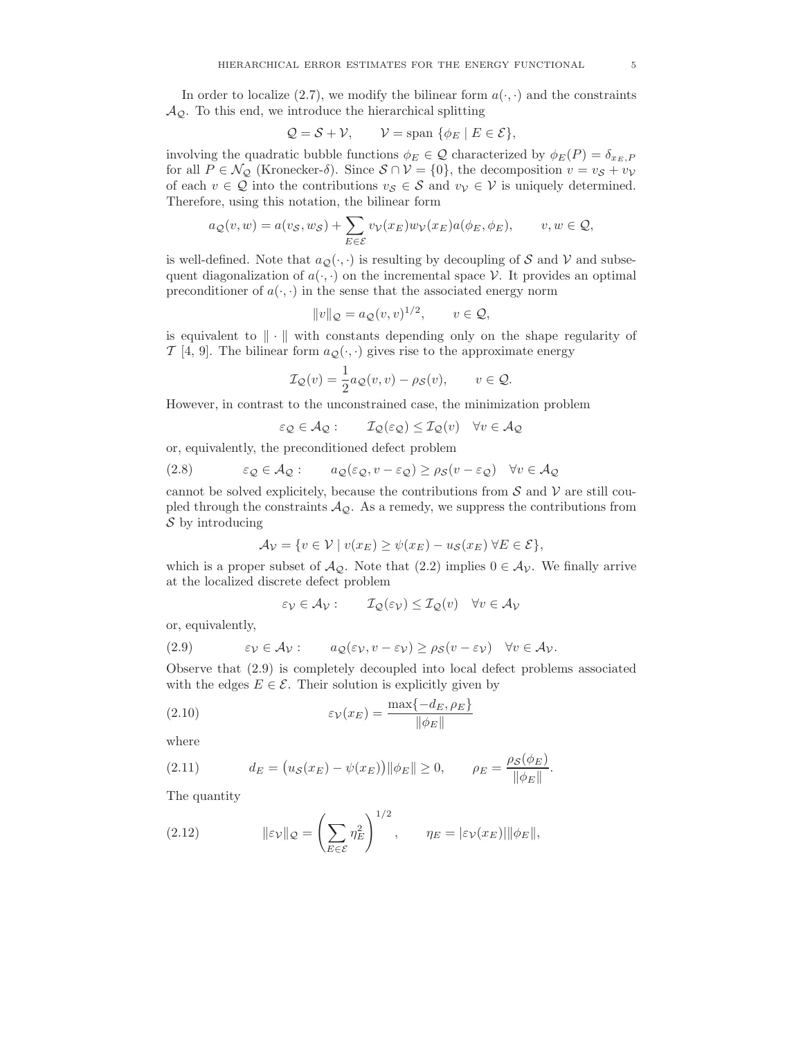In order to localize (2.7), we modify the bilinear form $a(\cdot,\cdot)$ and the constraints $\mathcal{A}_\mathcal{Q}$. To this end, we introduce the hierarchical splitting

$$\mathcal{Q} = \mathcal{S} + \mathcal{V}, \qquad \mathcal{V} = \text{span}\,\{\phi_E \mid E \in \mathcal{E}\},$$

involving the quadratic bubble functions $\phi_E \in \mathcal{Q}$ characterized by $\phi_E(P) = \delta_{x_E,P}$ for all $P \in \mathcal{N}_\mathcal{Q}$ (Kronecker-$\delta$). Since $\mathcal{S} \cap \mathcal{V} = \{0\}$, the decomposition $v = v_\mathcal{S} + v_\mathcal{V}$ of each $v \in \mathcal{Q}$ into the contributions $v_\mathcal{S} \in \mathcal{S}$ and $v_\mathcal{V} \in \mathcal{V}$ is uniquely determined. Therefore, using this notation, the bilinear form

$$a_\mathcal{Q}(v,w) = a(v_\mathcal{S}, w_\mathcal{S}) + \sum_{E\in\mathcal{E}} v_\mathcal{V}(x_E) w_\mathcal{V}(x_E) a(\phi_E, \phi_E), \qquad v, w \in \mathcal{Q},$$

is well-defined. Note that $a_\mathcal{Q}(\cdot,\cdot)$ is resulting by decoupling of $\mathcal{S}$ and $\mathcal{V}$ and subsequent diagonalization of $a(\cdot,\cdot)$ on the incremental space $\mathcal{V}$. It provides an optimal preconditioner of $a(\cdot,\cdot)$ in the sense that the associated energy norm

$$\|v\|_\mathcal{Q} = a_\mathcal{Q}(v,v)^{1/2}, \qquad v \in \mathcal{Q},$$

is equivalent to $\|\cdot\|$ with constants depending only on the shape regularity of $\mathcal{T}$ [4, 9]. The bilinear form $a_\mathcal{Q}(\cdot,\cdot)$ gives rise to the approximate energy

$$\mathcal{I}_\mathcal{Q}(v) = \frac{1}{2} a_\mathcal{Q}(v,v) - \rho_\mathcal{S}(v), \qquad v \in \mathcal{Q}.$$

However, in contrast to the unconstrained case, the minimization problem

$$\varepsilon_\mathcal{Q} \in \mathcal{A}_\mathcal{Q} : \qquad \mathcal{I}_\mathcal{Q}(\varepsilon_\mathcal{Q}) \le \mathcal{I}_\mathcal{Q}(v) \quad \forall v \in \mathcal{A}_\mathcal{Q}$$

or, equivalently, the preconditioned defect problem

$$\varepsilon_\mathcal{Q} \in \mathcal{A}_\mathcal{Q} : \qquad a_\mathcal{Q}(\varepsilon_\mathcal{Q}, v - \varepsilon_\mathcal{Q}) \ge \rho_\mathcal{S}(v - \varepsilon_\mathcal{Q}) \quad \forall v \in \mathcal{A}_\mathcal{Q} \tag{2.8}$$

cannot be solved explicitely, because the contributions from $\mathcal{S}$ and $\mathcal{V}$ are still coupled through the constraints $\mathcal{A}_\mathcal{Q}$. As a remedy, we suppress the contributions from $\mathcal{S}$ by introducing

$$\mathcal{A}_\mathcal{V} = \{v \in \mathcal{V} \mid v(x_E) \ge \psi(x_E) - u_\mathcal{S}(x_E)\ \forall E \in \mathcal{E}\},$$

which is a proper subset of $\mathcal{A}_\mathcal{Q}$. Note that (2.2) implies $0 \in \mathcal{A}_\mathcal{V}$. We finally arrive at the localized discrete defect problem

$$\varepsilon_\mathcal{V} \in \mathcal{A}_\mathcal{V} : \qquad \mathcal{I}_\mathcal{Q}(\varepsilon_\mathcal{V}) \le \mathcal{I}_\mathcal{Q}(v) \quad \forall v \in \mathcal{A}_\mathcal{V}$$

or, equivalently,

$$\varepsilon_\mathcal{V} \in \mathcal{A}_\mathcal{V} : \qquad a_\mathcal{Q}(\varepsilon_\mathcal{V}, v - \varepsilon_\mathcal{V}) \ge \rho_\mathcal{S}(v - \varepsilon_\mathcal{V}) \quad \forall v \in \mathcal{A}_\mathcal{V}. \tag{2.9}$$

Observe that (2.9) is completely decoupled into local defect problems associated with the edges $E \in \mathcal{E}$. Their solution is explicitly given by

$$\varepsilon_\mathcal{V}(x_E) = \frac{\max\{-d_E, \rho_E\}}{\|\phi_E\|} \tag{2.10}$$

where

$$d_E = \big(u_\mathcal{S}(x_E) - \psi(x_E)\big)\|\phi_E\| \ge 0, \qquad \rho_E = \frac{\rho_\mathcal{S}(\phi_E)}{\|\phi_E\|}. \tag{2.11}$$

The quantity

$$\|\varepsilon_\mathcal{V}\|_\mathcal{Q} = \left(\sum_{E\in\mathcal{E}} \eta_E^2\right)^{1/2}, \qquad \eta_E = |\varepsilon_\mathcal{V}(x_E)|\|\phi_E\|, \tag{2.12}$$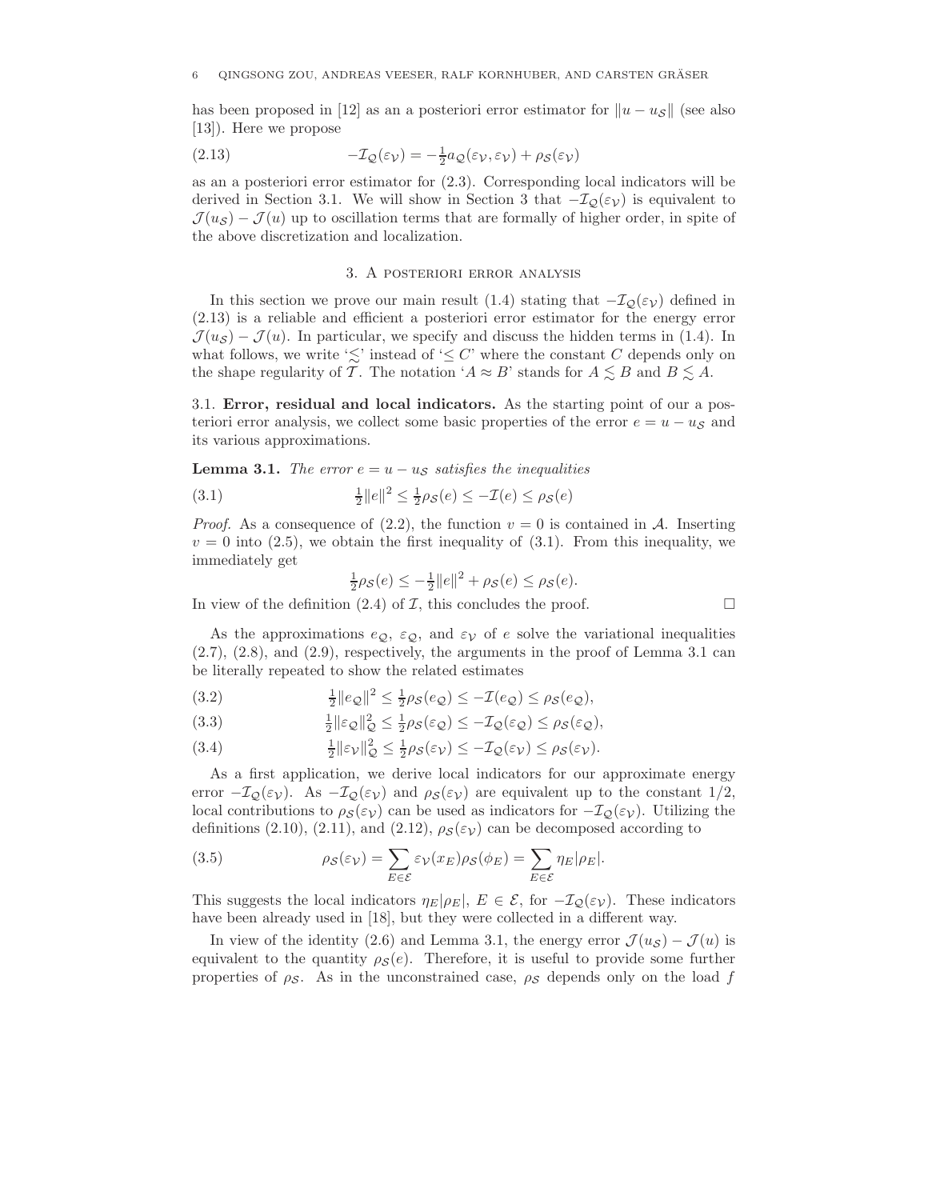has been proposed in [12] as an a posteriori error estimator for $\|u - u_{\mathcal{S}}\|$ (see also [13]). Here we propose

$$-\mathcal{I}_{\mathcal{Q}}(\varepsilon_{\mathcal{V}}) = -\tfrac{1}{2}a_{\mathcal{Q}}(\varepsilon_{\mathcal{V}}, \varepsilon_{\mathcal{V}}) + \rho_{\mathcal{S}}(\varepsilon_{\mathcal{V}}) \tag{2.13}$$

as an a posteriori error estimator for (2.3). Corresponding local indicators will be derived in Section 3.1. We will show in Section 3 that $-\mathcal{I}_{\mathcal{Q}}(\varepsilon_{\mathcal{V}})$ is equivalent to $\mathcal{J}(u_{\mathcal{S}}) - \mathcal{J}(u)$ up to oscillation terms that are formally of higher order, in spite of the above discretization and localization.

## 3. A posteriori error analysis

In this section we prove our main result (1.4) stating that $-\mathcal{I}_{\mathcal{Q}}(\varepsilon_{\mathcal{V}})$ defined in (2.13) is a reliable and efficient a posteriori error estimator for the energy error $\mathcal{J}(u_{\mathcal{S}}) - \mathcal{J}(u)$. In particular, we specify and discuss the hidden terms in (1.4). In what follows, we write '$\lesssim$' instead of '$\leq C$' where the constant $C$ depends only on the shape regularity of $\mathcal{T}$. The notation '$A \approx B$' stands for $A \lesssim B$ and $B \lesssim A$.

### 3.1. Error, residual and local indicators.

As the starting point of our a posteriori error analysis, we collect some basic properties of the error $e = u - u_{\mathcal{S}}$ and its various approximations.

**Lemma 3.1.** *The error $e = u - u_{\mathcal{S}}$ satisfies the inequalities*

$$\tfrac{1}{2}\|e\|^2 \leq \tfrac{1}{2}\rho_{\mathcal{S}}(e) \leq -\mathcal{I}(e) \leq \rho_{\mathcal{S}}(e) \tag{3.1}$$

*Proof.* As a consequence of (2.2), the function $v = 0$ is contained in $\mathcal{A}$. Inserting $v = 0$ into (2.5), we obtain the first inequality of (3.1). From this inequality, we immediately get

$$\tfrac{1}{2}\rho_{\mathcal{S}}(e) \leq -\tfrac{1}{2}\|e\|^2 + \rho_{\mathcal{S}}(e) \leq \rho_{\mathcal{S}}(e).$$

In view of the definition (2.4) of $\mathcal{I}$, this concludes the proof. $\square$

As the approximations $e_{\mathcal{Q}}$, $\varepsilon_{\mathcal{Q}}$, and $\varepsilon_{\mathcal{V}}$ of $e$ solve the variational inequalities (2.7), (2.8), and (2.9), respectively, the arguments in the proof of Lemma 3.1 can be literally repeated to show the related estimates

$$\tfrac{1}{2}\|e_{\mathcal{Q}}\|^2 \leq \tfrac{1}{2}\rho_{\mathcal{S}}(e_{\mathcal{Q}}) \leq -\mathcal{I}(e_{\mathcal{Q}}) \leq \rho_{\mathcal{S}}(e_{\mathcal{Q}}), \tag{3.2}$$

$$\tfrac{1}{2}\|\varepsilon_{\mathcal{Q}}\|_{\mathcal{Q}}^2 \leq \tfrac{1}{2}\rho_{\mathcal{S}}(\varepsilon_{\mathcal{Q}}) \leq -\mathcal{I}_{\mathcal{Q}}(\varepsilon_{\mathcal{Q}}) \leq \rho_{\mathcal{S}}(\varepsilon_{\mathcal{Q}}), \tag{3.3}$$

$$\tfrac{1}{2}\|\varepsilon_{\mathcal{V}}\|_{\mathcal{Q}}^2 \leq \tfrac{1}{2}\rho_{\mathcal{S}}(\varepsilon_{\mathcal{V}}) \leq -\mathcal{I}_{\mathcal{Q}}(\varepsilon_{\mathcal{V}}) \leq \rho_{\mathcal{S}}(\varepsilon_{\mathcal{V}}). \tag{3.4}$$

As a first application, we derive local indicators for our approximate energy error $-\mathcal{I}_{\mathcal{Q}}(\varepsilon_{\mathcal{V}})$. As $-\mathcal{I}_{\mathcal{Q}}(\varepsilon_{\mathcal{V}})$ and $\rho_{\mathcal{S}}(\varepsilon_{\mathcal{V}})$ are equivalent up to the constant $1/2$, local contributions to $\rho_{\mathcal{S}}(\varepsilon_{\mathcal{V}})$ can be used as indicators for $-\mathcal{I}_{\mathcal{Q}}(\varepsilon_{\mathcal{V}})$. Utilizing the definitions (2.10), (2.11), and (2.12), $\rho_{\mathcal{S}}(\varepsilon_{\mathcal{V}})$ can be decomposed according to

$$\rho_{\mathcal{S}}(\varepsilon_{\mathcal{V}}) = \sum_{E \in \mathcal{E}} \varepsilon_{\mathcal{V}}(x_E)\rho_{\mathcal{S}}(\phi_E) = \sum_{E \in \mathcal{E}} \eta_E |\rho_E|. \tag{3.5}$$

This suggests the local indicators $\eta_E|\rho_E|$, $E \in \mathcal{E}$, for $-\mathcal{I}_{\mathcal{Q}}(\varepsilon_{\mathcal{V}})$. These indicators have been already used in [18], but they were collected in a different way.

In view of the identity (2.6) and Lemma 3.1, the energy error $\mathcal{J}(u_{\mathcal{S}}) - \mathcal{J}(u)$ is equivalent to the quantity $\rho_{\mathcal{S}}(e)$. Therefore, it is useful to provide some further properties of $\rho_{\mathcal{S}}$. As in the unconstrained case, $\rho_{\mathcal{S}}$ depends only on the load $f$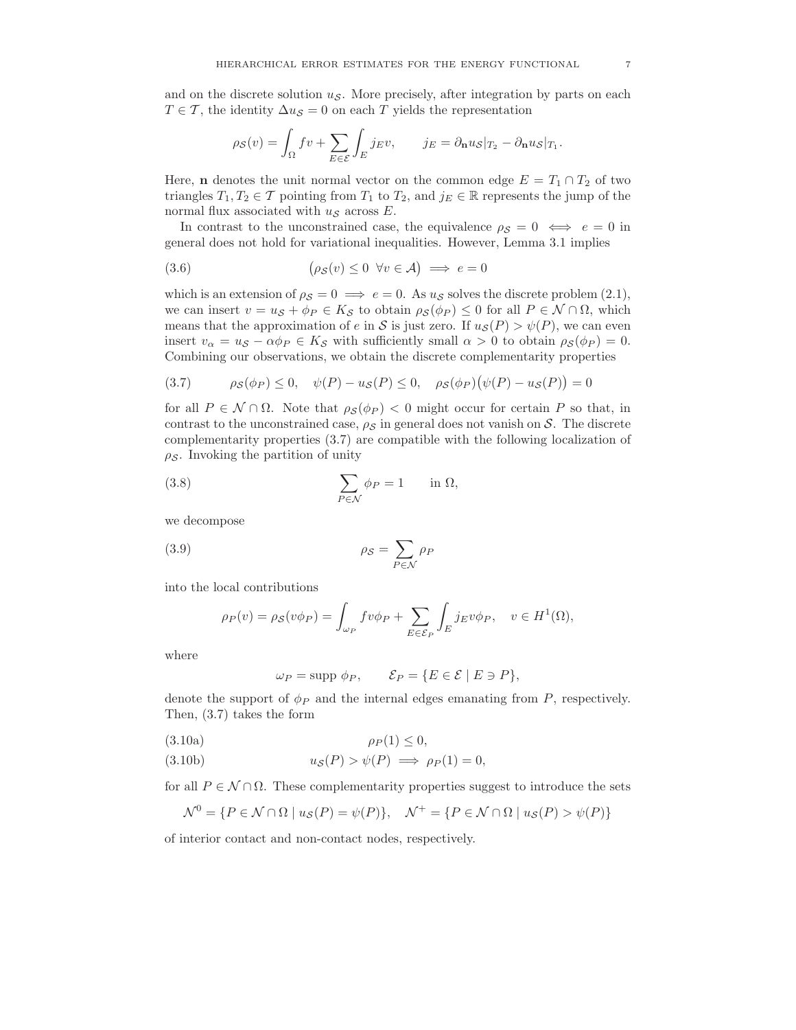and on the discrete solution $u_{\mathcal{S}}$. More precisely, after integration by parts on each $T \in \mathcal{T}$, the identity $\Delta u_{\mathcal{S}} = 0$ on each $T$ yields the representation

$$\rho_{\mathcal{S}}(v) = \int_\Omega fv + \sum_{E \in \mathcal{E}} \int_E j_E v, \qquad j_E = \partial_{\mathbf{n}} u_{\mathcal{S}}|_{T_2} - \partial_{\mathbf{n}} u_{\mathcal{S}}|_{T_1}.$$

Here, $\mathbf{n}$ denotes the unit normal vector on the common edge $E = T_1 \cap T_2$ of two triangles $T_1, T_2 \in \mathcal{T}$ pointing from $T_1$ to $T_2$, and $j_E \in \mathbb{R}$ represents the jump of the normal flux associated with $u_{\mathcal{S}}$ across $E$.

In contrast to the unconstrained case, the equivalence $\rho_{\mathcal{S}} = 0 \iff e = 0$ in general does not hold for variational inequalities. However, Lemma 3.1 implies

$$\big(\rho_{\mathcal{S}}(v) \leq 0 \;\; \forall v \in \mathcal{A}\big) \implies e = 0 \tag{3.6}$$

which is an extension of $\rho_{\mathcal{S}} = 0 \implies e = 0$. As $u_{\mathcal{S}}$ solves the discrete problem (2.1), we can insert $v = u_{\mathcal{S}} + \phi_P \in K_{\mathcal{S}}$ to obtain $\rho_{\mathcal{S}}(\phi_P) \leq 0$ for all $P \in \mathcal{N} \cap \Omega$, which means that the approximation of $e$ in $\mathcal{S}$ is just zero. If $u_{\mathcal{S}}(P) > \psi(P)$, we can even insert $v_\alpha = u_{\mathcal{S}} - \alpha \phi_P \in K_{\mathcal{S}}$ with sufficiently small $\alpha > 0$ to obtain $\rho_{\mathcal{S}}(\phi_P) = 0$. Combining our observations, we obtain the discrete complementarity properties

$$\rho_{\mathcal{S}}(\phi_P) \leq 0, \quad \psi(P) - u_{\mathcal{S}}(P) \leq 0, \quad \rho_{\mathcal{S}}(\phi_P)\big(\psi(P) - u_{\mathcal{S}}(P)\big) = 0 \tag{3.7}$$

for all $P \in \mathcal{N} \cap \Omega$. Note that $\rho_{\mathcal{S}}(\phi_P) < 0$ might occur for certain $P$ so that, in contrast to the unconstrained case, $\rho_{\mathcal{S}}$ in general does not vanish on $\mathcal{S}$. The discrete complementarity properties (3.7) are compatible with the following localization of $\rho_{\mathcal{S}}$. Invoking the partition of unity

$$\sum_{P \in \mathcal{N}} \phi_P = 1 \qquad \text{in } \Omega, \tag{3.8}$$

we decompose

$$\rho_{\mathcal{S}} = \sum_{P \in \mathcal{N}} \rho_P \tag{3.9}$$

into the local contributions

$$\rho_P(v) = \rho_{\mathcal{S}}(v\phi_P) = \int_{\omega_P} fv\phi_P + \sum_{E \in \mathcal{E}_P} \int_E j_E v \phi_P, \quad v \in H^1(\Omega),$$

where

$$\omega_P = \text{supp } \phi_P, \qquad \mathcal{E}_P = \{E \in \mathcal{E} \mid E \ni P\},$$

denote the support of $\phi_P$ and the internal edges emanating from $P$, respectively. Then, (3.7) takes the form

$$\rho_P(1) \leq 0, \tag{3.10a}$$

$$u_{\mathcal{S}}(P) > \psi(P) \implies \rho_P(1) = 0, \tag{3.10b}$$

for all $P \in \mathcal{N} \cap \Omega$. These complementarity properties suggest to introduce the sets

$$\mathcal{N}^0 = \{P \in \mathcal{N} \cap \Omega \mid u_{\mathcal{S}}(P) = \psi(P)\}, \quad \mathcal{N}^+ = \{P \in \mathcal{N} \cap \Omega \mid u_{\mathcal{S}}(P) > \psi(P)\}$$

of interior contact and non-contact nodes, respectively.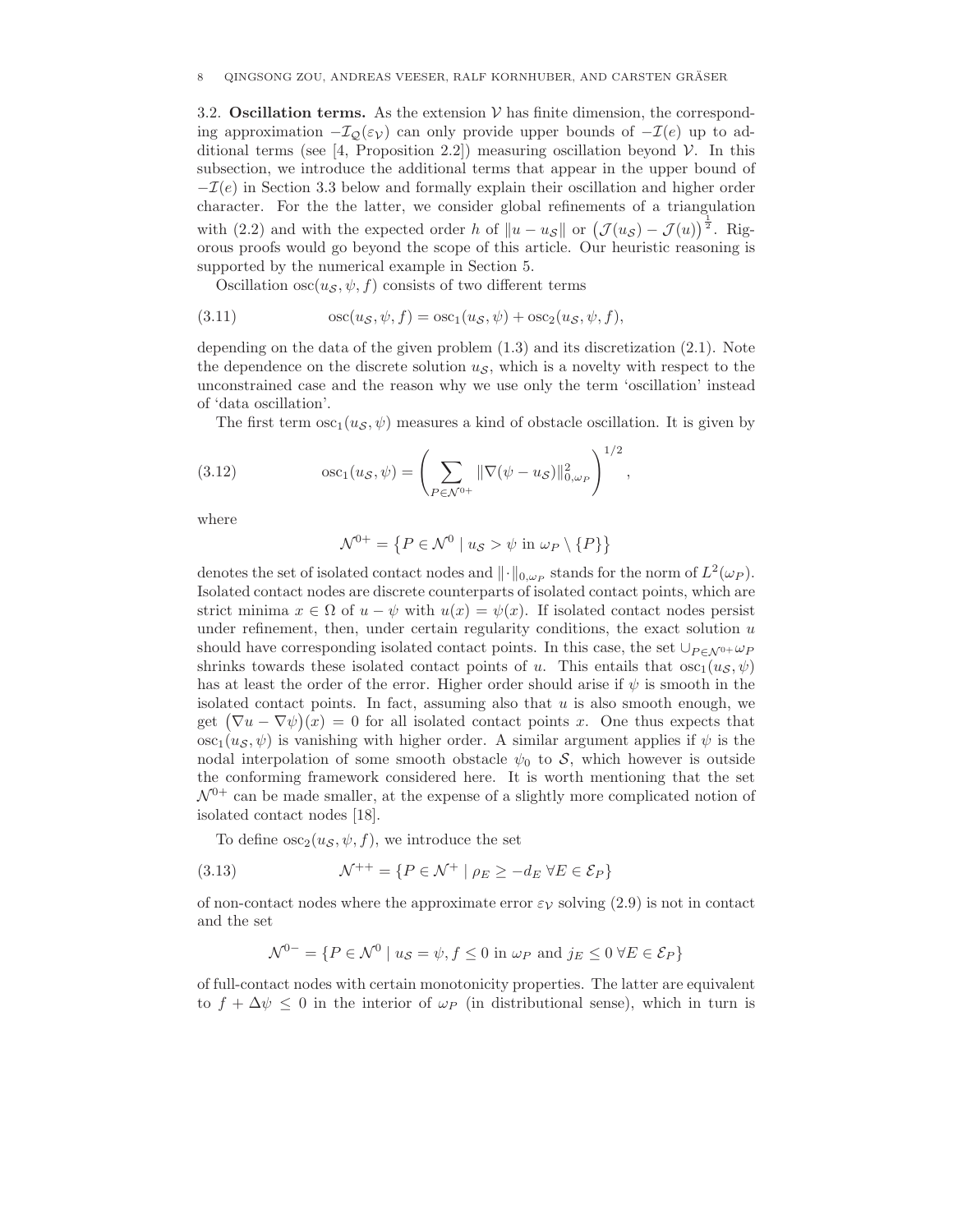3.2. **Oscillation terms.** As the extension $\mathcal{V}$ has finite dimension, the corresponding approximation $-\mathcal{I}_{\mathcal{Q}}(\varepsilon_{\mathcal{V}})$ can only provide upper bounds of $-\mathcal{I}(e)$ up to additional terms (see [4, Proposition 2.2]) measuring oscillation beyond $\mathcal{V}$. In this subsection, we introduce the additional terms that appear in the upper bound of $-\mathcal{I}(e)$ in Section 3.3 below and formally explain their oscillation and higher order character. For the the latter, we consider global refinements of a triangulation with (2.2) and with the expected order $h$ of $\|u - u_{\mathcal{S}}\|$ or $\big(\mathcal{J}(u_{\mathcal{S}}) - \mathcal{J}(u)\big)^{\frac{1}{2}}$. Rigorous proofs would go beyond the scope of this article. Our heuristic reasoning is supported by the numerical example in Section 5.

Oscillation $\operatorname{osc}(u_{\mathcal{S}}, \psi, f)$ consists of two different terms

$$\operatorname{osc}(u_{\mathcal{S}}, \psi, f) = \operatorname{osc}_1(u_{\mathcal{S}}, \psi) + \operatorname{osc}_2(u_{\mathcal{S}}, \psi, f), \tag{3.11}$$

depending on the data of the given problem (1.3) and its discretization (2.1). Note the dependence on the discrete solution $u_{\mathcal{S}}$, which is a novelty with respect to the unconstrained case and the reason why we use only the term 'oscillation' instead of 'data oscillation'.

The first term $\operatorname{osc}_1(u_{\mathcal{S}}, \psi)$ measures a kind of obstacle oscillation. It is given by

$$\operatorname{osc}_1(u_{\mathcal{S}}, \psi) = \left( \sum_{P \in \mathcal{N}^{0+}} \|\nabla(\psi - u_{\mathcal{S}})\|^2_{0,\omega_P} \right)^{1/2}, \tag{3.12}$$

where

$$\mathcal{N}^{0+} = \big\{ P \in \mathcal{N}^0 \mid u_{\mathcal{S}} > \psi \text{ in } \omega_P \setminus \{P\} \big\}$$

denotes the set of isolated contact nodes and $\|\cdot\|_{0,\omega_P}$ stands for the norm of $L^2(\omega_P)$. Isolated contact nodes are discrete counterparts of isolated contact points, which are strict minima $x \in \Omega$ of $u - \psi$ with $u(x) = \psi(x)$. If isolated contact nodes persist under refinement, then, under certain regularity conditions, the exact solution $u$ should have corresponding isolated contact points. In this case, the set $\cup_{P \in \mathcal{N}^{0+}} \omega_P$ shrinks towards these isolated contact points of $u$. This entails that $\operatorname{osc}_1(u_{\mathcal{S}}, \psi)$ has at least the order of the error. Higher order should arise if $\psi$ is smooth in the isolated contact points. In fact, assuming also that $u$ is also smooth enough, we get $\big(\nabla u - \nabla \psi\big)(x) = 0$ for all isolated contact points $x$. One thus expects that $\operatorname{osc}_1(u_{\mathcal{S}}, \psi)$ is vanishing with higher order. A similar argument applies if $\psi$ is the nodal interpolation of some smooth obstacle $\psi_0$ to $\mathcal{S}$, which however is outside the conforming framework considered here. It is worth mentioning that the set $\mathcal{N}^{0+}$ can be made smaller, at the expense of a slightly more complicated notion of isolated contact nodes [18].

To define $\operatorname{osc}_2(u_{\mathcal{S}}, \psi, f)$, we introduce the set

$$\mathcal{N}^{++} = \{ P \in \mathcal{N}^+ \mid \rho_E \geq -d_E \; \forall E \in \mathcal{E}_P \} \tag{3.13}$$

of non-contact nodes where the approximate error $\varepsilon_{\mathcal{V}}$ solving (2.9) is not in contact and the set

$$\mathcal{N}^{0-} = \{ P \in \mathcal{N}^0 \mid u_{\mathcal{S}} = \psi, f \leq 0 \text{ in } \omega_P \text{ and } j_E \leq 0 \; \forall E \in \mathcal{E}_P \}$$

of full-contact nodes with certain monotonicity properties. The latter are equivalent to $f + \Delta\psi \leq 0$ in the interior of $\omega_P$ (in distributional sense), which in turn is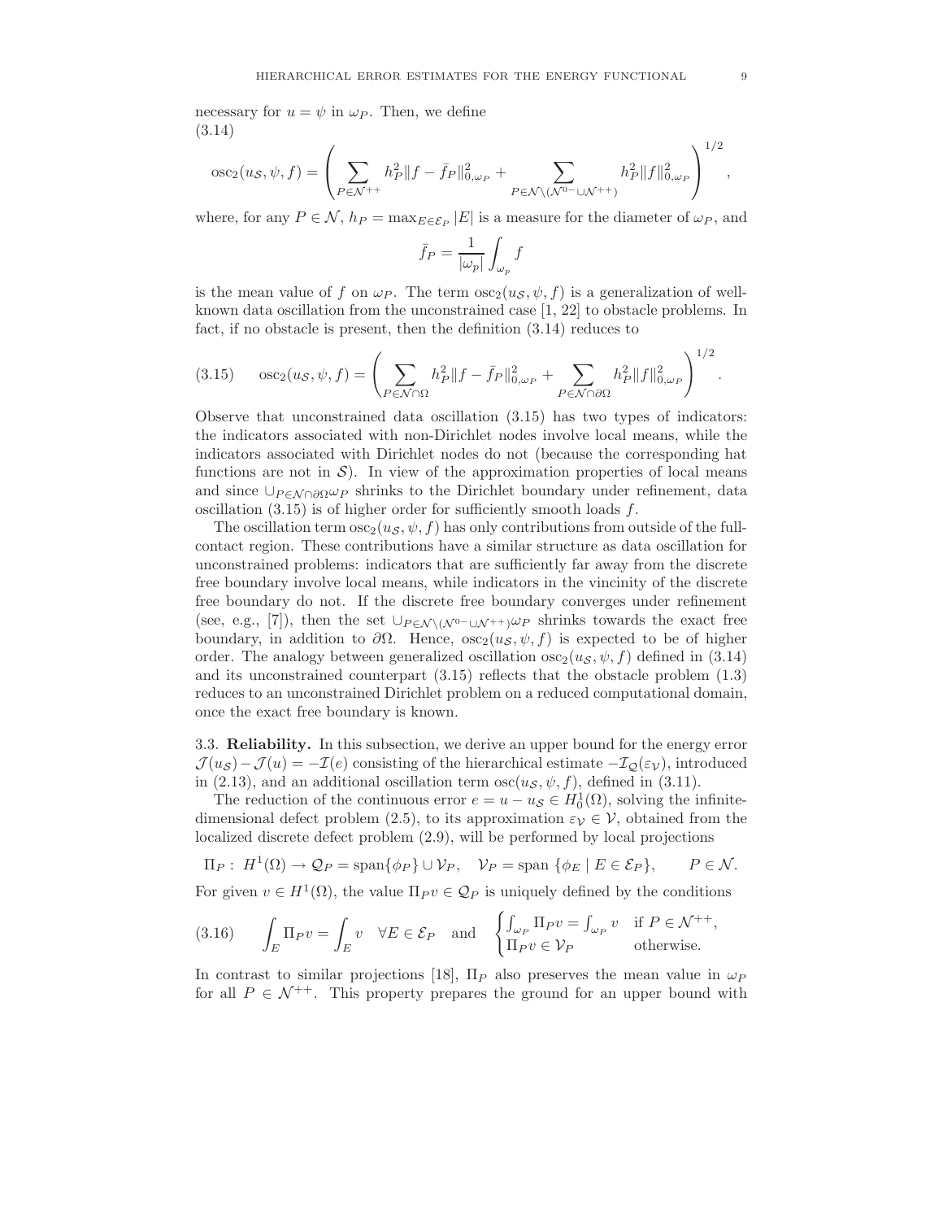necessary for $u = \psi$ in $\omega_P$. Then, we define

$$
\operatorname{osc}_2(u_{\mathcal{S}}, \psi, f) = \left( \sum_{P \in \mathcal{N}^{++}} h_P^2 \|f - \bar{f}_P\|_{0,\omega_P}^2 + \sum_{P \in \mathcal{N} \setminus (\mathcal{N}^{0-} \cup \mathcal{N}^{++})} h_P^2 \|f\|_{0,\omega_P}^2 \right)^{1/2}, \tag{3.14}
$$

where, for any $P \in \mathcal{N}$, $h_P = \max_{E \in \mathcal{E}_P} |E|$ is a measure for the diameter of $\omega_P$, and

$$
\bar{f}_P = \frac{1}{|\omega_p|} \int_{\omega_p} f
$$

is the mean value of $f$ on $\omega_P$. The term $\operatorname{osc}_2(u_{\mathcal{S}}, \psi, f)$ is a generalization of well-known data oscillation from the unconstrained case [1, 22] to obstacle problems. In fact, if no obstacle is present, then the definition (3.14) reduces to

$$
\operatorname{osc}_2(u_{\mathcal{S}}, \psi, f) = \left( \sum_{P \in \mathcal{N} \cap \Omega} h_P^2 \|f - \bar{f}_P\|_{0,\omega_P}^2 + \sum_{P \in \mathcal{N} \cap \partial\Omega} h_P^2 \|f\|_{0,\omega_P}^2 \right)^{1/2}. \tag{3.15}
$$

Observe that unconstrained data oscillation (3.15) has two types of indicators: the indicators associated with non-Dirichlet nodes involve local means, while the indicators associated with Dirichlet nodes do not (because the corresponding hat functions are not in $\mathcal{S}$). In view of the approximation properties of local means and since $\cup_{P \in \mathcal{N} \cap \partial\Omega} \omega_P$ shrinks to the Dirichlet boundary under refinement, data oscillation (3.15) is of higher order for sufficiently smooth loads $f$.

The oscillation term $\operatorname{osc}_2(u_{\mathcal{S}}, \psi, f)$ has only contributions from outside of the full-contact region. These contributions have a similar structure as data oscillation for unconstrained problems: indicators that are sufficiently far away from the discrete free boundary involve local means, while indicators in the vincinity of the discrete free boundary do not. If the discrete free boundary converges under refinement (see, e.g., [7]), then the set $\cup_{P \in \mathcal{N} \setminus (\mathcal{N}^{0-} \cup \mathcal{N}^{++})} \omega_P$ shrinks towards the exact free boundary, in addition to $\partial\Omega$. Hence, $\operatorname{osc}_2(u_{\mathcal{S}}, \psi, f)$ is expected to be of higher order. The analogy between generalized oscillation $\operatorname{osc}_2(u_{\mathcal{S}}, \psi, f)$ defined in (3.14) and its unconstrained counterpart (3.15) reflects that the obstacle problem (1.3) reduces to an unconstrained Dirichlet problem on a reduced computational domain, once the exact free boundary is known.

### 3.3. Reliability.

In this subsection, we derive an upper bound for the energy error $\mathcal{J}(u_{\mathcal{S}}) - \mathcal{J}(u) = -\mathcal{I}(e)$ consisting of the hierarchical estimate $-\mathcal{I}_{\mathcal{Q}}(\varepsilon_{\mathcal{V}})$, introduced in (2.13), and an additional oscillation term $\operatorname{osc}(u_{\mathcal{S}}, \psi, f)$, defined in (3.11).

The reduction of the continuous error $e = u - u_{\mathcal{S}} \in H_0^1(\Omega)$, solving the infinite-dimensional defect problem (2.5), to its approximation $\varepsilon_{\mathcal{V}} \in \mathcal{V}$, obtained from the localized discrete defect problem (2.9), will be performed by local projections

$$
\Pi_P : H^1(\Omega) \to \mathcal{Q}_P = \operatorname{span}\{\phi_P\} \cup \mathcal{V}_P, \quad \mathcal{V}_P = \operatorname{span}\{\phi_E \mid E \in \mathcal{E}_P\}, \qquad P \in \mathcal{N}.
$$

For given $v \in H^1(\Omega)$, the value $\Pi_P v \in \mathcal{Q}_P$ is uniquely defined by the conditions

$$
\int_E \Pi_P v = \int_E v \quad \forall E \in \mathcal{E}_P \quad \text{and} \quad \begin{cases} \int_{\omega_P} \Pi_P v = \int_{\omega_P} v & \text{if } P \in \mathcal{N}^{++}, \\ \Pi_P v \in \mathcal{V}_P & \text{otherwise.} \end{cases} \tag{3.16}
$$

In contrast to similar projections [18], $\Pi_P$ also preserves the mean value in $\omega_P$ for all $P \in \mathcal{N}^{++}$. This property prepares the ground for an upper bound with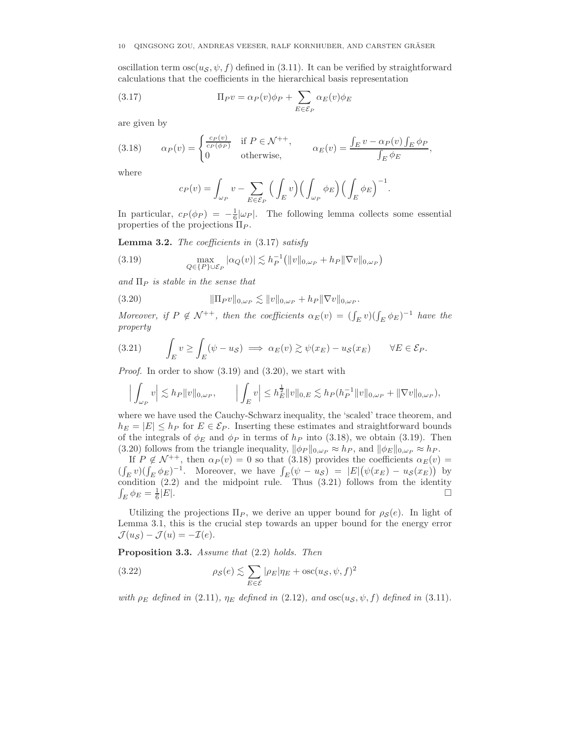oscillation term $\operatorname{osc}(u_{\mathcal{S}}, \psi, f)$ defined in (3.11). It can be verified by straightforward calculations that the coefficients in the hierarchical basis representation

$$\Pi_P v = \alpha_P(v)\phi_P + \sum_{E\in\mathcal{E}_P} \alpha_E(v)\phi_E \tag{3.17}$$

are given by

$$\alpha_P(v) = \begin{cases} \frac{c_P(v)}{c_P(\phi_P)} & \text{if } P \in \mathcal{N}^{++}, \\ 0 & \text{otherwise,} \end{cases} \qquad \alpha_E(v) = \frac{\int_E v - \alpha_P(v)\int_E \phi_P}{\int_E \phi_E}, \tag{3.18}$$

where

$$c_P(v) = \int_{\omega_P} v - \sum_{E\in\mathcal{E}_P} \Big(\int_E v\Big)\Big(\int_{\omega_P}\phi_E\Big)\Big(\int_E \phi_E\Big)^{-1}.$$

In particular, $c_P(\phi_P) = -\frac{1}{6}|\omega_P|$. The following lemma collects some essential properties of the projections $\Pi_P$.

**Lemma 3.2.** *The coefficients in* (3.17) *satisfy*

$$\max_{Q\in\{P\}\cup\mathcal{E}_P} |\alpha_Q(v)| \lesssim h_P^{-1}\big(\|v\|_{0,\omega_P} + h_P\|\nabla v\|_{0,\omega_P}\big) \tag{3.19}$$

*and* $\Pi_P$ *is stable in the sense that*

$$\|\Pi_P v\|_{0,\omega_P} \lesssim \|v\|_{0,\omega_P} + h_P\|\nabla v\|_{0,\omega_P}. \tag{3.20}$$

*Moreover, if* $P \notin \mathcal{N}^{++}$*, then the coefficients* $\alpha_E(v) = (\int_E v)(\int_E \phi_E)^{-1}$ *have the property*

$$\int_E v \geq \int_E (\psi - u_{\mathcal{S}}) \implies \alpha_E(v) \gtrsim \psi(x_E) - u_{\mathcal{S}}(x_E) \qquad \forall E \in \mathcal{E}_P. \tag{3.21}$$

*Proof.* In order to show (3.19) and (3.20), we start with

$$\Big|\int_{\omega_P} v\Big| \lesssim h_P\|v\|_{0,\omega_P}, \qquad \Big|\int_E v\Big| \leq h_E^{\frac{1}{2}}\|v\|_{0,E} \lesssim h_P(h_P^{-1}\|v\|_{0,\omega_P} + \|\nabla v\|_{0,\omega_P}),$$

where we have used the Cauchy-Schwarz inequality, the 'scaled' trace theorem, and $h_E = |E| \leq h_P$ for $E \in \mathcal{E}_P$. Inserting these estimates and straightforward bounds of the integrals of $\phi_E$ and $\phi_P$ in terms of $h_P$ into (3.18), we obtain (3.19). Then (3.20) follows from the triangle inequality, $\|\phi_P\|_{0,\omega_P} \approx h_P$, and $\|\phi_E\|_{0,\omega_P} \approx h_P$.

If $P \notin \mathcal{N}^{++}$, then $\alpha_P(v) = 0$ so that (3.18) provides the coefficients $\alpha_E(v) = (\int_E v)(\int_E \phi_E)^{-1}$. Moreover, we have $\int_E(\psi - u_{\mathcal{S}}) = |E|\big(\psi(x_E) - u_{\mathcal{S}}(x_E)\big)$ by condition (2.2) and the midpoint rule. Thus (3.21) follows from the identity $\int_E \phi_E = \frac{1}{6}|E|$. □

Utilizing the projections $\Pi_P$, we derive an upper bound for $\rho_{\mathcal{S}}(e)$. In light of Lemma 3.1, this is the crucial step towards an upper bound for the energy error $\mathcal{J}(u_{\mathcal{S}}) - \mathcal{J}(u) = -\mathcal{I}(e)$.

**Proposition 3.3.** *Assume that* (2.2) *holds. Then*

$$\rho_{\mathcal{S}}(e) \lesssim \sum_{E\in\mathcal{E}} |\rho_E|\eta_E + \operatorname{osc}(u_{\mathcal{S}}, \psi, f)^2 \tag{3.22}$$

*with* $\rho_E$ *defined in* (2.11)*,* $\eta_E$ *defined in* (2.12)*, and* $\operatorname{osc}(u_{\mathcal{S}}, \psi, f)$ *defined in* (3.11)*.*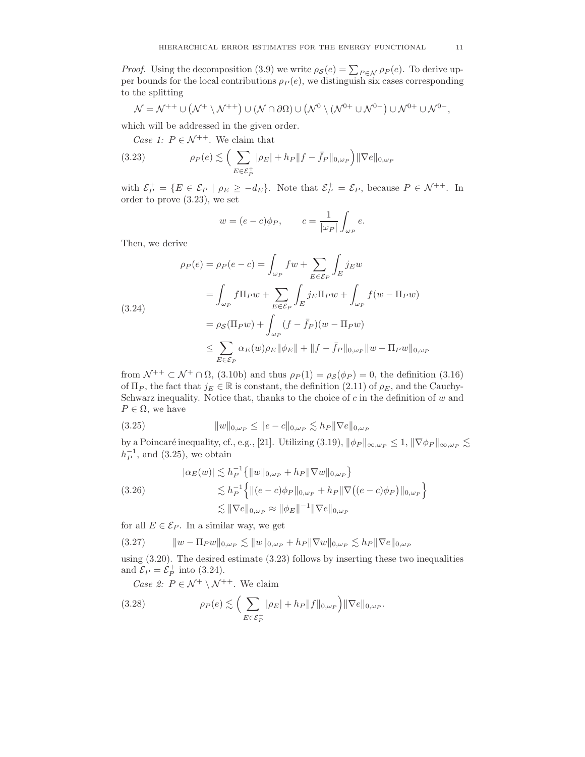*Proof.* Using the decomposition (3.9) we write $\rho_{\mathcal{S}}(e) = \sum_{P\in\mathcal{N}} \rho_P(e)$. To derive upper bounds for the local contributions $\rho_P(e)$, we distinguish six cases corresponding to the splitting

$$\mathcal{N} = \mathcal{N}^{++} \cup \left(\mathcal{N}^{+} \setminus \mathcal{N}^{++}\right) \cup \left(\mathcal{N} \cap \partial\Omega\right) \cup \left(\mathcal{N}^{0} \setminus (\mathcal{N}^{0+} \cup \mathcal{N}^{0-}\right) \cup \mathcal{N}^{0+} \cup \mathcal{N}^{0-},$$

which will be addressed in the given order.

*Case 1: $P \in \mathcal{N}^{++}$.* We claim that

$$\rho_P(e) \lesssim \Big( \sum_{E\in\mathcal{E}_P^+} |\rho_E| + h_P \|f - \bar{f}_P\|_{0,\omega_P} \Big) \|\nabla e\|_{0,\omega_P} \tag{3.23}$$

with $\mathcal{E}_P^+ = \{E \in \mathcal{E}_P \mid \rho_E \geq -d_E\}$. Note that $\mathcal{E}_P^+ = \mathcal{E}_P$, because $P \in \mathcal{N}^{++}$. In order to prove (3.23), we set

$$w = (e-c)\phi_P, \qquad c = \frac{1}{|\omega_P|}\int_{\omega_P} e.$$

Then, we derive

$$\begin{aligned}
\rho_P(e) = \rho_P(e-c) &= \int_{\omega_P} f w + \sum_{E\in\mathcal{E}_P} \int_E j_E w \\
&= \int_{\omega_P} f \Pi_P w + \sum_{E\in\mathcal{E}_P} \int_E j_E \Pi_P w + \int_{\omega_P} f (w - \Pi_P w) \\
&= \rho_{\mathcal{S}}(\Pi_P w) + \int_{\omega_P} (f - \bar{f}_P)(w - \Pi_P w) \\
&\leq \sum_{E\in\mathcal{E}_P} \alpha_E(w) \rho_E \|\phi_E\| + \|f - \bar{f}_P\|_{0,\omega_P} \|w - \Pi_P w\|_{0,\omega_P}
\end{aligned} \tag{3.24}$$

from $\mathcal{N}^{++} \subset \mathcal{N}^{+} \cap \Omega$, (3.10b) and thus $\rho_P(1) = \rho_{\mathcal{S}}(\phi_P) = 0$, the definition (3.16) of $\Pi_P$, the fact that $j_E \in \mathbb{R}$ is constant, the definition (2.11) of $\rho_E$, and the Cauchy-Schwarz inequality. Notice that, thanks to the choice of $c$ in the definition of $w$ and $P \in \Omega$, we have

$$\|w\|_{0,\omega_P} \leq \|e - c\|_{0,\omega_P} \lesssim h_P \|\nabla e\|_{0,\omega_P} \tag{3.25}$$

by a Poincaré inequality, cf., e.g., [21]. Utilizing (3.19), $\|\phi_P\|_{\infty,\omega_P} \leq 1$, $\|\nabla \phi_P\|_{\infty,\omega_P} \lesssim h_P^{-1}$, and (3.25), we obtain

$$\begin{aligned}
|\alpha_E(w)| &\lesssim h_P^{-1} \big\{ \|w\|_{0,\omega_P} + h_P \|\nabla w\|_{0,\omega_P} \big\} \\
&\lesssim h_P^{-1} \Big\{ \|(e-c)\phi_P\|_{0,\omega_P} + h_P \|\nabla\big((e-c)\phi_P\big)\|_{0,\omega_P} \Big\} \\
&\lesssim \|\nabla e\|_{0,\omega_P} \approx \|\phi_E\|^{-1} \|\nabla e\|_{0,\omega_P}
\end{aligned} \tag{3.26}$$

for all $E \in \mathcal{E}_P$. In a similar way, we get

$$\|w - \Pi_P w\|_{0,\omega_P} \lesssim \|w\|_{0,\omega_P} + h_P \|\nabla w\|_{0,\omega_P} \lesssim h_P \|\nabla e\|_{0,\omega_P} \tag{3.27}$$

using (3.20). The desired estimate (3.23) follows by inserting these two inequalities and $\mathcal{E}_P = \mathcal{E}_P^+$ into (3.24).

*Case 2: $P \in \mathcal{N}^{+} \setminus \mathcal{N}^{++}$.* We claim

$$\rho_P(e) \lesssim \Big( \sum_{E\in\mathcal{E}_P^+} |\rho_E| + h_P \|f\|_{0,\omega_P} \Big) \|\nabla e\|_{0,\omega_P}. \tag{3.28}$$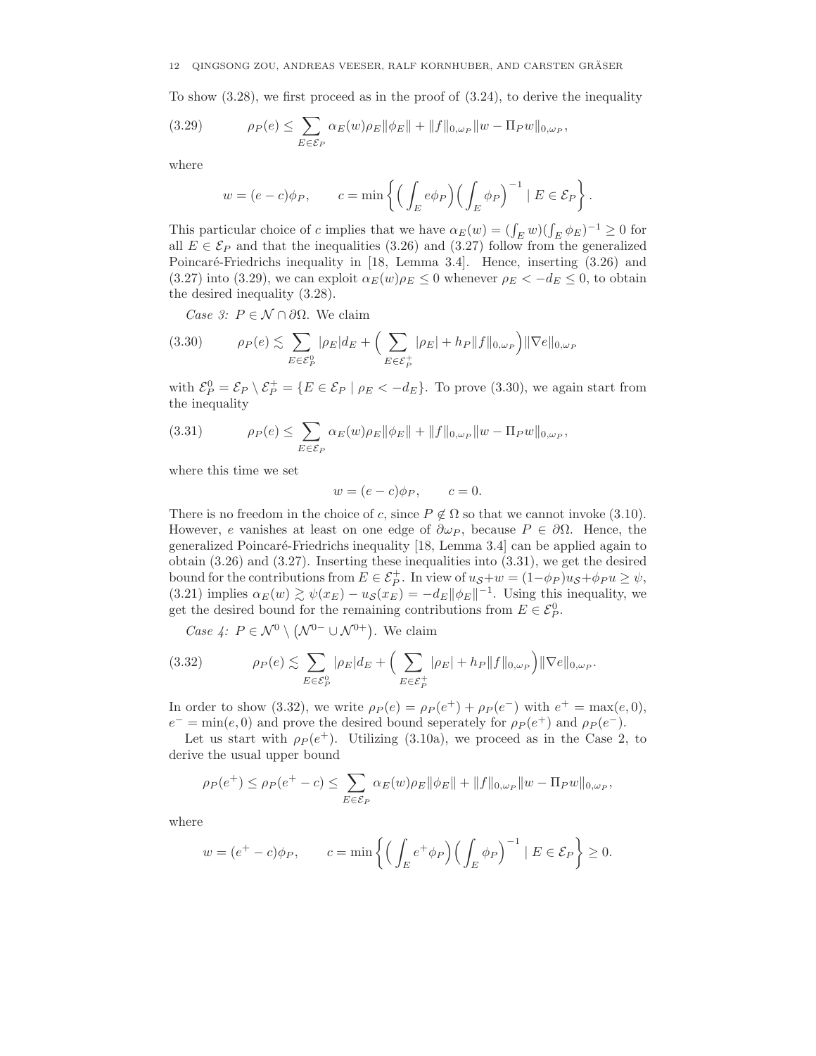To show (3.28), we first proceed as in the proof of (3.24), to derive the inequality

$$\rho_P(e) \leq \sum_{E\in\mathcal{E}_P} \alpha_E(w)\rho_E\|\phi_E\| + \|f\|_{0,\omega_P}\|w - \Pi_P w\|_{0,\omega_P}, \tag{3.29}$$

where

$$w = (e-c)\phi_P, \qquad c = \min\left\{ \Big(\int_E e\phi_P\Big)\Big(\int_E \phi_P\Big)^{-1} \mid E \in \mathcal{E}_P \right\}.$$

This particular choice of $c$ implies that we have $\alpha_E(w) = (\int_E w)(\int_E \phi_E)^{-1} \geq 0$ for all $E \in \mathcal{E}_P$ and that the inequalities (3.26) and (3.27) follow from the generalized Poincaré-Friedrichs inequality in [18, Lemma 3.4]. Hence, inserting (3.26) and (3.27) into (3.29), we can exploit $\alpha_E(w)\rho_E \leq 0$ whenever $\rho_E < -d_E \leq 0$, to obtain the desired inequality (3.28).

*Case 3: $P \in \mathcal{N} \cap \partial\Omega$.* We claim

$$\rho_P(e) \lesssim \sum_{E\in\mathcal{E}_P^0} |\rho_E| d_E + \Big( \sum_{E\in\mathcal{E}_P^+} |\rho_E| + h_P\|f\|_{0,\omega_P}\Big)\|\nabla e\|_{0,\omega_P} \tag{3.30}$$

with $\mathcal{E}_P^0 = \mathcal{E}_P \setminus \mathcal{E}_P^+ = \{E \in \mathcal{E}_P \mid \rho_E < -d_E\}$. To prove (3.30), we again start from the inequality

$$\rho_P(e) \leq \sum_{E\in\mathcal{E}_P} \alpha_E(w)\rho_E\|\phi_E\| + \|f\|_{0,\omega_P}\|w - \Pi_P w\|_{0,\omega_P}, \tag{3.31}$$

where this time we set

$$w = (e-c)\phi_P, \qquad c = 0.$$

There is no freedom in the choice of $c$, since $P \notin \Omega$ so that we cannot invoke (3.10). However, $e$ vanishes at least on one edge of $\partial\omega_P$, because $P \in \partial\Omega$. Hence, the generalized Poincaré-Friedrichs inequality [18, Lemma 3.4] can be applied again to obtain (3.26) and (3.27). Inserting these inequalities into (3.31), we get the desired bound for the contributions from $E \in \mathcal{E}_P^+$. In view of $u_\mathcal{S} + w = (1-\phi_P)u_\mathcal{S} + \phi_P u \geq \psi$, (3.21) implies $\alpha_E(w) \gtrsim \psi(x_E) - u_\mathcal{S}(x_E) = -d_E\|\phi_E\|^{-1}$. Using this inequality, we get the desired bound for the remaining contributions from $E \in \mathcal{E}_P^0$.

*Case 4: $P \in \mathcal{N}^0 \setminus (\mathcal{N}^{0-} \cup \mathcal{N}^{0+})$.* We claim

$$\rho_P(e) \lesssim \sum_{E\in\mathcal{E}_P^0} |\rho_E| d_E + \Big( \sum_{E\in\mathcal{E}_P^+} |\rho_E| + h_P\|f\|_{0,\omega_P}\Big)\|\nabla e\|_{0,\omega_P}. \tag{3.32}$$

In order to show (3.32), we write $\rho_P(e) = \rho_P(e^+) + \rho_P(e^-)$ with $e^+ = \max(e,0)$, $e^- = \min(e,0)$ and prove the desired bound seperately for $\rho_P(e^+)$ and $\rho_P(e^-)$.

Let us start with $\rho_P(e^+)$. Utilizing (3.10a), we proceed as in the Case 2, to derive the usual upper bound

$$\rho_P(e^+) \leq \rho_P(e^+ - c) \leq \sum_{E\in\mathcal{E}_P} \alpha_E(w)\rho_E\|\phi_E\| + \|f\|_{0,\omega_P}\|w - \Pi_P w\|_{0,\omega_P},$$

where

$$w = (e^+ - c)\phi_P, \qquad c = \min\left\{ \Big(\int_E e^+\phi_P\Big)\Big(\int_E \phi_P\Big)^{-1} \mid E \in \mathcal{E}_P \right\} \geq 0.$$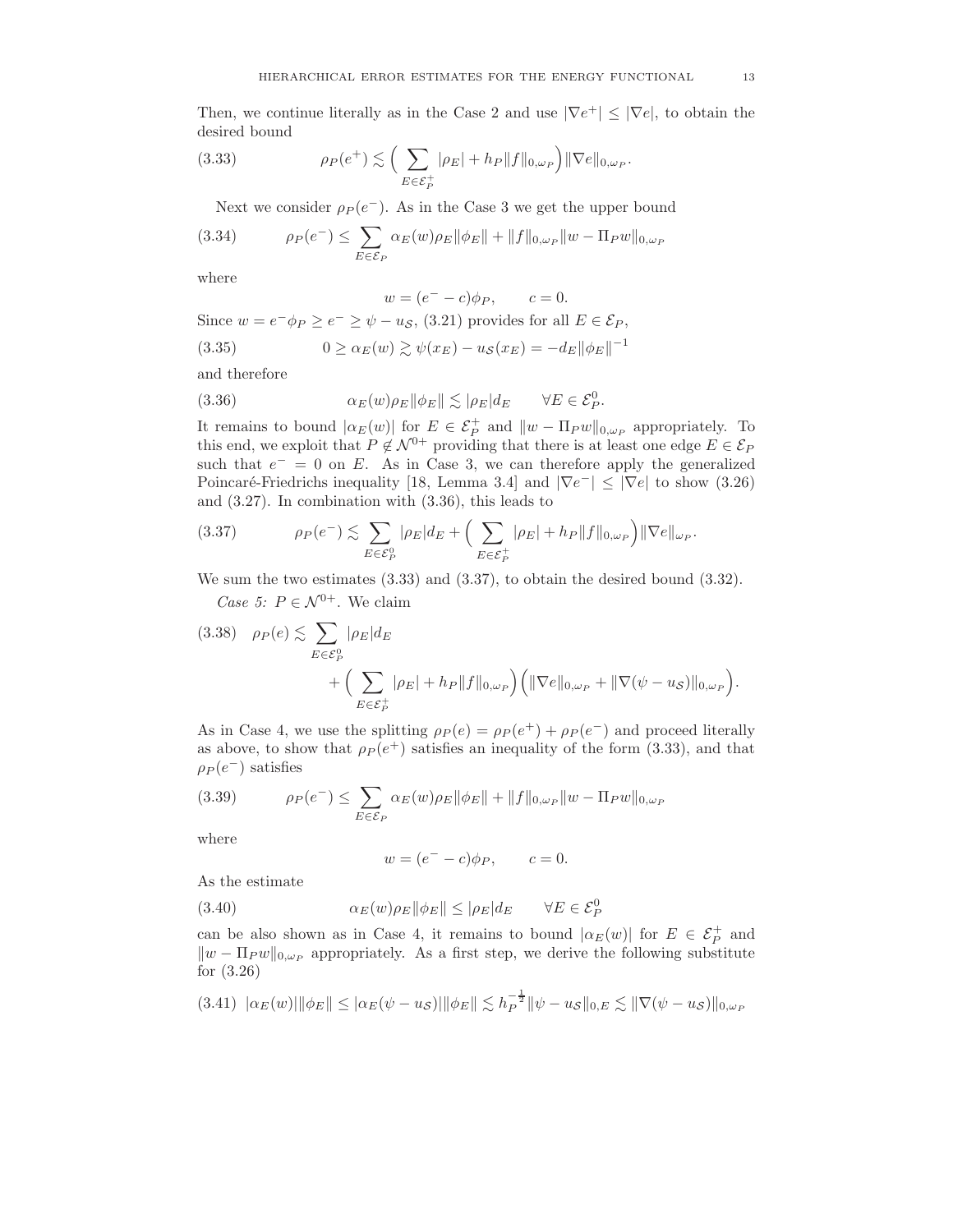Then, we continue literally as in the Case 2 and use $|\nabla e^+| \le |\nabla e|$, to obtain the desired bound

$$\rho_P(e^+) \lesssim \Big( \sum_{E\in\mathcal{E}_P^+} |\rho_E| + h_P\|f\|_{0,\omega_P}\Big)\|\nabla e\|_{0,\omega_P}. \tag{3.33}$$

Next we consider $\rho_P(e^-)$. As in the Case 3 we get the upper bound

$$\rho_P(e^-) \le \sum_{E\in\mathcal{E}_P} \alpha_E(w)\rho_E\|\phi_E\| + \|f\|_{0,\omega_P}\|w-\Pi_P w\|_{0,\omega_P} \tag{3.34}$$

where

$$w = (e^- - c)\phi_P, \qquad c = 0.$$

Since $w = e^-\phi_P \ge e^- \ge \psi - u_{\mathcal{S}}$, (3.21) provides for all $E \in \mathcal{E}_P$,

$$0 \ge \alpha_E(w) \gtrsim \psi(x_E) - u_{\mathcal{S}}(x_E) = -d_E\|\phi_E\|^{-1} \tag{3.35}$$

and therefore

$$\alpha_E(w)\rho_E\|\phi_E\| \lesssim |\rho_E| d_E \qquad \forall E \in \mathcal{E}_P^0. \tag{3.36}$$

It remains to bound $|\alpha_E(w)|$ for $E \in \mathcal{E}_P^+$ and $\|w-\Pi_P w\|_{0,\omega_P}$ appropriately. To this end, we exploit that $P \notin \mathcal{N}^{0+}$ providing that there is at least one edge $E \in \mathcal{E}_P$ such that $e^- = 0$ on $E$. As in Case 3, we can therefore apply the generalized Poincaré-Friedrichs inequality [18, Lemma 3.4] and $|\nabla e^-| \le |\nabla e|$ to show (3.26) and (3.27). In combination with (3.36), this leads to

$$\rho_P(e^-) \lesssim \sum_{E\in\mathcal{E}_P^0} |\rho_E| d_E + \Big( \sum_{E\in\mathcal{E}_P^+} |\rho_E| + h_P\|f\|_{0,\omega_P}\Big)\|\nabla e\|_{\omega_P}. \tag{3.37}$$

We sum the two estimates (3.33) and (3.37), to obtain the desired bound (3.32).

*Case 5:* $P \in \mathcal{N}^{0+}$. We claim

$$\rho_P(e) \lesssim \sum_{E\in\mathcal{E}_P^0} |\rho_E| d_E + \Big( \sum_{E\in\mathcal{E}_P^+} |\rho_E| + h_P\|f\|_{0,\omega_P}\Big)\Big(\|\nabla e\|_{0,\omega_P} + \|\nabla(\psi - u_{\mathcal{S}})\|_{0,\omega_P}\Big). \tag{3.38}$$

As in Case 4, we use the splitting $\rho_P(e) = \rho_P(e^+) + \rho_P(e^-)$ and proceed literally as above, to show that $\rho_P(e^+)$ satisfies an inequality of the form (3.33), and that $\rho_P(e^-)$ satisfies

$$\rho_P(e^-) \le \sum_{E\in\mathcal{E}_P} \alpha_E(w)\rho_E\|\phi_E\| + \|f\|_{0,\omega_P}\|w-\Pi_P w\|_{0,\omega_P} \tag{3.39}$$

where

$$w = (e^- - c)\phi_P, \qquad c = 0.$$

As the estimate

$$\alpha_E(w)\rho_E\|\phi_E\| \le |\rho_E| d_E \qquad \forall E \in \mathcal{E}_P^0 \tag{3.40}$$

can be also shown as in Case 4, it remains to bound $|\alpha_E(w)|$ for $E \in \mathcal{E}_P^+$ and $\|w-\Pi_P w\|_{0,\omega_P}$ appropriately. As a first step, we derive the following substitute for (3.26)

$$|\alpha_E(w)|\|\phi_E\| \le |\alpha_E(\psi - u_{\mathcal{S}})|\|\phi_E\| \lesssim h_P^{-\frac{1}{2}}\|\psi - u_{\mathcal{S}}\|_{0,E} \lesssim \|\nabla(\psi - u_{\mathcal{S}})\|_{0,\omega_P} \tag{3.41}$$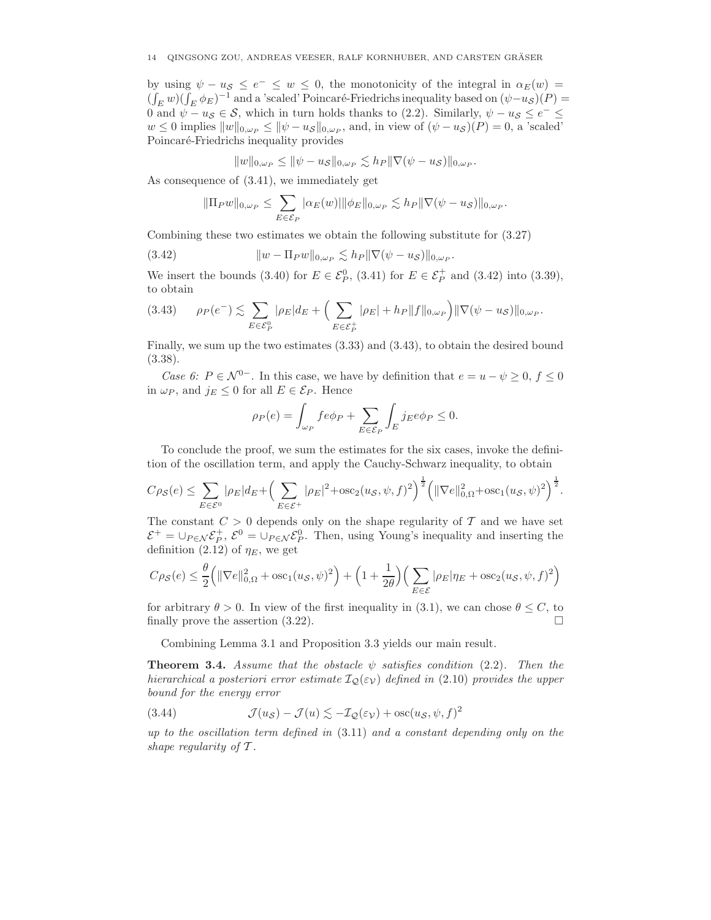by using $\psi - u_{\mathcal{S}} \le e^- \le w \le 0$, the monotonicity of the integral in $\alpha_E(w) = (\int_E w)(\int_E \phi_E)^{-1}$ and a 'scaled' Poincaré-Friedrichs inequality based on $(\psi - u_{\mathcal{S}})(P) = 0$ and $\psi - u_{\mathcal{S}} \in \mathcal{S}$, which in turn holds thanks to (2.2). Similarly, $\psi - u_{\mathcal{S}} \le e^- \le w \le 0$ implies $\|w\|_{0,\omega_P} \le \|\psi - u_{\mathcal{S}}\|_{0,\omega_P}$, and, in view of $(\psi - u_{\mathcal{S}})(P) = 0$, a 'scaled' Poincaré-Friedrichs inequality provides

$$\|w\|_{0,\omega_P} \le \|\psi - u_{\mathcal{S}}\|_{0,\omega_P} \lesssim h_P \|\nabla(\psi - u_{\mathcal{S}})\|_{0,\omega_P}.$$

As consequence of (3.41), we immediately get

$$\|\Pi_P w\|_{0,\omega_P} \le \sum_{E \in \mathcal{E}_P} |\alpha_E(w)| \|\phi_E\|_{0,\omega_P} \lesssim h_P \|\nabla(\psi - u_{\mathcal{S}})\|_{0,\omega_P}.$$

Combining these two estimates we obtain the following substitute for (3.27)

$$\|w - \Pi_P w\|_{0,\omega_P} \lesssim h_P \|\nabla(\psi - u_{\mathcal{S}})\|_{0,\omega_P}. \tag{3.42}$$

We insert the bounds (3.40) for $E \in \mathcal{E}_P^0$, (3.41) for $E \in \mathcal{E}_P^+$ and (3.42) into (3.39), to obtain

$$\rho_P(e^-) \lesssim \sum_{E \in \mathcal{E}_P^0} |\rho_E| d_E + \Big( \sum_{E \in \mathcal{E}_P^+} |\rho_E| + h_P \|f\|_{0,\omega_P} \Big) \|\nabla(\psi - u_{\mathcal{S}})\|_{0,\omega_P}. \tag{3.43}$$

Finally, we sum up the two estimates (3.33) and (3.43), to obtain the desired bound (3.38).

*Case 6: $P \in \mathcal{N}^{0-}$.* In this case, we have by definition that $e = u - \psi \ge 0$, $f \le 0$ in $\omega_P$, and $j_E \le 0$ for all $E \in \mathcal{E}_P$. Hence

$$\rho_P(e) = \int_{\omega_P} f e \phi_P + \sum_{E \in \mathcal{E}_P} \int_E j_E e \phi_P \le 0.$$

To conclude the proof, we sum the estimates for the six cases, invoke the definition of the oscillation term, and apply the Cauchy-Schwarz inequality, to obtain

$$C\rho_{\mathcal{S}}(e) \le \sum_{E \in \mathcal{E}^0} |\rho_E| d_E + \Big( \sum_{E \in \mathcal{E}^+} |\rho_E|^2 + \operatorname{osc}_2(u_{\mathcal{S}}, \psi, f)^2 \Big)^{\frac{1}{2}} \Big( \|\nabla e\|_{0,\Omega}^2 + \operatorname{osc}_1(u_{\mathcal{S}}, \psi)^2 \Big)^{\frac{1}{2}}.$$

The constant $C > 0$ depends only on the shape regularity of $\mathcal{T}$ and we have set $\mathcal{E}^+ = \cup_{P \in \mathcal{N}} \mathcal{E}_P^+$, $\mathcal{E}^0 = \cup_{P \in \mathcal{N}} \mathcal{E}_P^0$. Then, using Young's inequality and inserting the definition (2.12) of $\eta_E$, we get

$$C\rho_{\mathcal{S}}(e) \le \frac{\theta}{2} \Big( \|\nabla e\|_{0,\Omega}^2 + \operatorname{osc}_1(u_{\mathcal{S}}, \psi)^2 \Big) + \Big( 1 + \frac{1}{2\theta} \Big) \Big( \sum_{E \in \mathcal{E}} |\rho_E| \eta_E + \operatorname{osc}_2(u_{\mathcal{S}}, \psi, f)^2 \Big)$$

for arbitrary $\theta > 0$. In view of the first inequality in (3.1), we can chose $\theta \le C$, to finally prove the assertion (3.22). $\square$

Combining Lemma 3.1 and Proposition 3.3 yields our main result.

**Theorem 3.4.** *Assume that the obstacle $\psi$ satisfies condition* (2.2). *Then the hierarchical a posteriori error estimate $\mathcal{I}_{\mathcal{Q}}(\varepsilon_{\mathcal{V}})$ defined in* (2.10) *provides the upper bound for the energy error*

$$\mathcal{J}(u_{\mathcal{S}}) - \mathcal{J}(u) \lesssim -\mathcal{I}_{\mathcal{Q}}(\varepsilon_{\mathcal{V}}) + \operatorname{osc}(u_{\mathcal{S}}, \psi, f)^2 \tag{3.44}$$

*up to the oscillation term defined in* (3.11) *and a constant depending only on the shape regularity of $\mathcal{T}$.*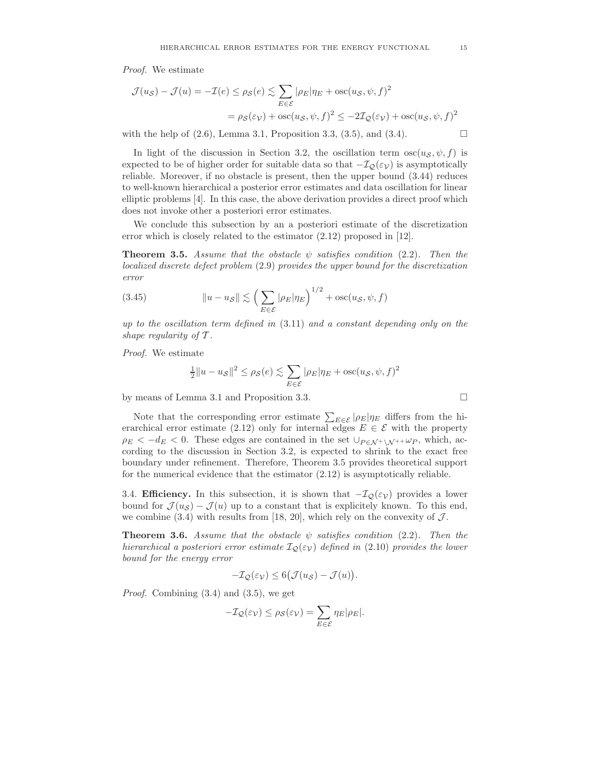*Proof.* We estimate

$$\begin{aligned}
\mathcal{J}(u_{\mathcal{S}}) - \mathcal{J}(u) = -\mathcal{I}(e) \leq \rho_{\mathcal{S}}(e) &\lesssim \sum_{E\in\mathcal{E}} |\rho_E|\eta_E + \operatorname{osc}(u_{\mathcal{S}},\psi,f)^2 \\
&= \rho_{\mathcal{S}}(\varepsilon_{\mathcal{V}}) + \operatorname{osc}(u_{\mathcal{S}},\psi,f)^2 \leq -2\mathcal{I}_{\mathcal{Q}}(\varepsilon_{\mathcal{V}}) + \operatorname{osc}(u_{\mathcal{S}},\psi,f)^2
\end{aligned}$$

with the help of (2.6), Lemma 3.1, Proposition 3.3, (3.5), and (3.4). □

In light of the discussion in Section 3.2, the oscillation term $\operatorname{osc}(u_{\mathcal{S}},\psi,f)$ is expected to be of higher order for suitable data so that $-\mathcal{I}_{\mathcal{Q}}(\varepsilon_{\mathcal{V}})$ is asymptotically reliable. Moreover, if no obstacle is present, then the upper bound (3.44) reduces to well-known hierarchical a posteriori error estimates and data oscillation for linear elliptic problems [4]. In this case, the above derivation provides a direct proof which does not invoke other a posteriori error estimates.

We conclude this subsection by an a posteriori estimate of the discretization error which is closely related to the estimator (2.12) proposed in [12].

**Theorem 3.5.** *Assume that the obstacle $\psi$ satisfies condition* (2.2)*. Then the localized discrete defect problem* (2.9) *provides the upper bound for the discretization error*

$$\|u - u_{\mathcal{S}}\| \lesssim \Big(\sum_{E\in\mathcal{E}} |\rho_E|\eta_E\Big)^{1/2} + \operatorname{osc}(u_{\mathcal{S}},\psi,f) \tag{3.45}$$

*up to the oscillation term defined in* (3.11) *and a constant depending only on the shape regularity of $\mathcal{T}$.*

*Proof.* We estimate

$$\tfrac{1}{2}\|u - u_{\mathcal{S}}\|^2 \leq \rho_{\mathcal{S}}(e) \lesssim \sum_{E\in\mathcal{E}} |\rho_E|\eta_E + \operatorname{osc}(u_{\mathcal{S}},\psi,f)^2$$

by means of Lemma 3.1 and Proposition 3.3. □

Note that the corresponding error estimate $\sum_{E\in\mathcal{E}} |\rho_E|\eta_E$ differs from the hierarchical error estimate (2.12) only for internal edges $E \in \mathcal{E}$ with the property $\rho_E < -d_E < 0$. These edges are contained in the set $\cup_{P\in\mathcal{N}^+\setminus\mathcal{N}^{++}}\omega_P$, which, according to the discussion in Section 3.2, is expected to shrink to the exact free boundary under refinement. Therefore, Theorem 3.5 provides theoretical support for the numerical evidence that the estimator (2.12) is asymptotically reliable.

3.4. **Efficiency.** In this subsection, it is shown that $-\mathcal{I}_{\mathcal{Q}}(\varepsilon_{\mathcal{V}})$ provides a lower bound for $\mathcal{J}(u_{\mathcal{S}}) - \mathcal{J}(u)$ up to a constant that is explicitely known. To this end, we combine (3.4) with results from [18, 20], which rely on the convexity of $\mathcal{J}$.

**Theorem 3.6.** *Assume that the obstacle $\psi$ satisfies condition* (2.2)*. Then the hierarchical a posteriori error estimate $\mathcal{I}_{\mathcal{Q}}(\varepsilon_{\mathcal{V}})$ defined in* (2.10) *provides the lower bound for the energy error*

$$-\mathcal{I}_{\mathcal{Q}}(\varepsilon_{\mathcal{V}}) \leq 6\big(\mathcal{J}(u_{\mathcal{S}}) - \mathcal{J}(u)\big).$$

*Proof.* Combining (3.4) and (3.5), we get

$$-\mathcal{I}_{\mathcal{Q}}(\varepsilon_{\mathcal{V}}) \leq \rho_{\mathcal{S}}(\varepsilon_{\mathcal{V}}) = \sum_{E\in\mathcal{E}} \eta_E|\rho_E|.$$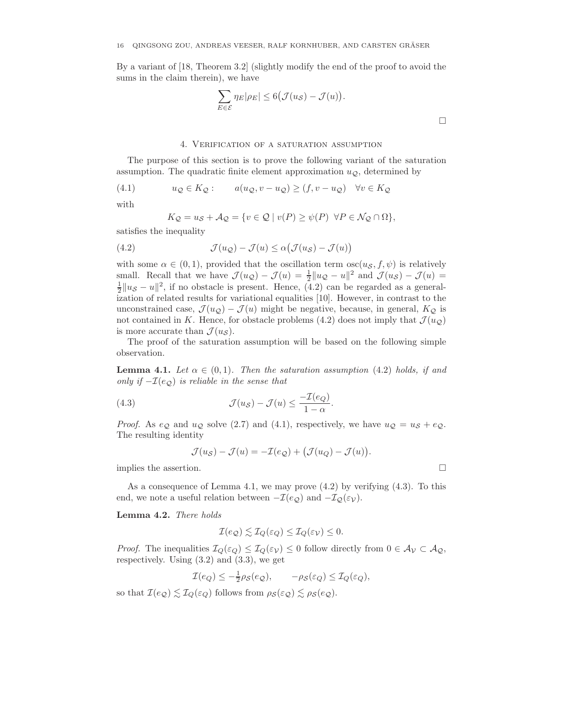By a variant of [18, Theorem 3.2] (slightly modify the end of the proof to avoid the sums in the claim therein), we have

$$\sum_{E\in\mathcal{E}} \eta_E|\rho_E| \le 6\big(\mathcal{J}(u_{\mathcal{S}}) - \mathcal{J}(u)\big).$$

□

## 4. Verification of a saturation assumption

The purpose of this section is to prove the following variant of the saturation assumption. The quadratic finite element approximation $u_{\mathcal{Q}}$, determined by

$$u_{\mathcal{Q}} \in K_{\mathcal{Q}}: \qquad a(u_{\mathcal{Q}}, v - u_{\mathcal{Q}}) \ge (f, v - u_{\mathcal{Q}}) \quad \forall v \in K_{\mathcal{Q}} \tag{4.1}$$

with

$$K_{\mathcal{Q}} = u_{\mathcal{S}} + \mathcal{A}_{\mathcal{Q}} = \{v \in \mathcal{Q} \mid v(P) \ge \psi(P) \ \ \forall P \in \mathcal{N}_{\mathcal{Q}} \cap \Omega\},$$

satisfies the inequality

$$\mathcal{J}(u_{\mathcal{Q}}) - \mathcal{J}(u) \le \alpha\big(\mathcal{J}(u_{\mathcal{S}}) - \mathcal{J}(u)\big) \tag{4.2}$$

with some $\alpha \in (0,1)$, provided that the oscillation term $\operatorname{osc}(u_{\mathcal{S}}, f, \psi)$ is relatively small. Recall that we have $\mathcal{J}(u_{\mathcal{Q}}) - \mathcal{J}(u) = \frac{1}{2}\|u_{\mathcal{Q}} - u\|^2$ and $\mathcal{J}(u_{\mathcal{S}}) - \mathcal{J}(u) = \frac{1}{2}\|u_{\mathcal{S}} - u\|^2$, if no obstacle is present. Hence, (4.2) can be regarded as a generalization of related results for variational equalities [10]. However, in contrast to the unconstrained case, $\mathcal{J}(u_{\mathcal{Q}}) - \mathcal{J}(u)$ might be negative, because, in general, $K_{\mathcal{Q}}$ is not contained in $K$. Hence, for obstacle problems (4.2) does not imply that $\mathcal{J}(u_{\mathcal{Q}})$ is more accurate than $\mathcal{J}(u_{\mathcal{S}})$.

The proof of the saturation assumption will be based on the following simple observation.

**Lemma 4.1.** *Let $\alpha \in (0,1)$. Then the saturation assumption* (4.2) *holds, if and only if $-\mathcal{I}(e_{\mathcal{Q}})$ is reliable in the sense that*

$$\mathcal{J}(u_{\mathcal{S}}) - \mathcal{J}(u) \le \frac{-\mathcal{I}(e_Q)}{1-\alpha}. \tag{4.3}$$

*Proof.* As $e_{\mathcal{Q}}$ and $u_{\mathcal{Q}}$ solve (2.7) and (4.1), respectively, we have $u_{\mathcal{Q}} = u_{\mathcal{S}} + e_{\mathcal{Q}}$. The resulting identity

$$\mathcal{J}(u_{\mathcal{S}}) - \mathcal{J}(u) = -\mathcal{I}(e_{\mathcal{Q}}) + \big(\mathcal{J}(u_{\mathcal{Q}}) - \mathcal{J}(u)\big).$$

implies the assertion. □

As a consequence of Lemma 4.1, we may prove (4.2) by verifying (4.3). To this end, we note a useful relation between $-\mathcal{I}(e_{\mathcal{Q}})$ and $-\mathcal{I}_{\mathcal{Q}}(\varepsilon_{\mathcal{V}})$.

**Lemma 4.2.** *There holds*

$$\mathcal{I}(e_{\mathcal{Q}}) \lesssim \mathcal{I}_Q(\varepsilon_Q) \le \mathcal{I}_Q(\varepsilon_{\mathcal{V}}) \le 0.$$

*Proof.* The inequalities $\mathcal{I}_Q(\varepsilon_Q) \le \mathcal{I}_Q(\varepsilon_{\mathcal{V}}) \le 0$ follow directly from $0 \in \mathcal{A}_{\mathcal{V}} \subset \mathcal{A}_{\mathcal{Q}}$, respectively. Using (3.2) and (3.3), we get

$$\mathcal{I}(e_Q) \le -\tfrac{1}{2}\rho_{\mathcal{S}}(e_{\mathcal{Q}}), \qquad -\rho_{\mathcal{S}}(\varepsilon_Q) \le \mathcal{I}_Q(\varepsilon_Q),$$

so that $\mathcal{I}(e_{\mathcal{Q}}) \lesssim \mathcal{I}_Q(\varepsilon_Q)$ follows from $\rho_{\mathcal{S}}(\varepsilon_{\mathcal{Q}}) \lesssim \rho_{\mathcal{S}}(e_{\mathcal{Q}})$.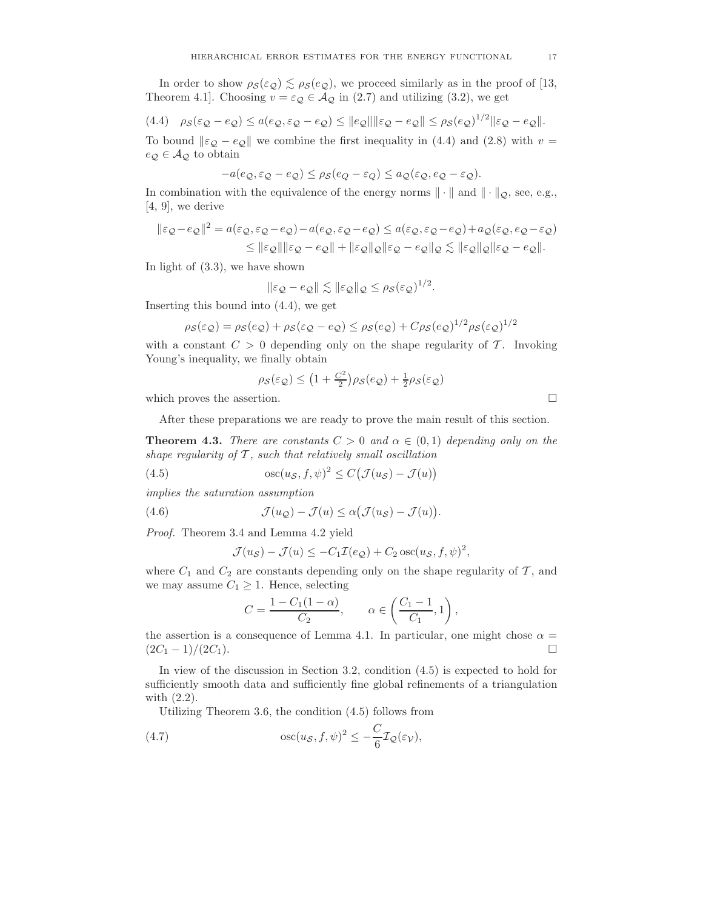In order to show $\rho_{\mathcal{S}}(\varepsilon_{\mathcal{Q}}) \lesssim \rho_{\mathcal{S}}(e_{\mathcal{Q}})$, we proceed similarly as in the proof of [13, Theorem 4.1]. Choosing $v = \varepsilon_{\mathcal{Q}} \in \mathcal{A}_{\mathcal{Q}}$ in (2.7) and utilizing (3.2), we get

$$\rho_{\mathcal{S}}(\varepsilon_{\mathcal{Q}} - e_{\mathcal{Q}}) \leq a(e_{\mathcal{Q}}, \varepsilon_{\mathcal{Q}} - e_{\mathcal{Q}}) \leq \|e_{\mathcal{Q}}\| \|\varepsilon_{\mathcal{Q}} - e_{\mathcal{Q}}\| \leq \rho_{\mathcal{S}}(e_{\mathcal{Q}})^{1/2} \|\varepsilon_{\mathcal{Q}} - e_{\mathcal{Q}}\|. \tag{4.4}$$

To bound $\|\varepsilon_{\mathcal{Q}} - e_{\mathcal{Q}}\|$ we combine the first inequality in (4.4) and (2.8) with $v = e_{\mathcal{Q}} \in \mathcal{A}_{\mathcal{Q}}$ to obtain

$$-a(e_{\mathcal{Q}}, \varepsilon_{\mathcal{Q}} - e_{\mathcal{Q}}) \leq \rho_{\mathcal{S}}(e_Q - \varepsilon_Q) \leq a_{\mathcal{Q}}(\varepsilon_{\mathcal{Q}}, e_{\mathcal{Q}} - \varepsilon_{\mathcal{Q}}).$$

In combination with the equivalence of the energy norms $\|\cdot\|$ and $\|\cdot\|_{\mathcal{Q}}$, see, e.g., [4, 9], we derive

$$\begin{aligned}
\|\varepsilon_{\mathcal{Q}} - e_{\mathcal{Q}}\|^2 = a(\varepsilon_{\mathcal{Q}}, \varepsilon_{\mathcal{Q}} - e_{\mathcal{Q}}) - a(e_{\mathcal{Q}}, \varepsilon_{\mathcal{Q}} - e_{\mathcal{Q}}) &\leq a(\varepsilon_{\mathcal{Q}}, \varepsilon_{\mathcal{Q}} - e_{\mathcal{Q}}) + a_{\mathcal{Q}}(\varepsilon_{\mathcal{Q}}, e_{\mathcal{Q}} - \varepsilon_{\mathcal{Q}}) \\
&\leq \|\varepsilon_{\mathcal{Q}}\| \|\varepsilon_{\mathcal{Q}} - e_{\mathcal{Q}}\| + \|\varepsilon_{\mathcal{Q}}\|_{\mathcal{Q}} \|\varepsilon_{\mathcal{Q}} - e_{\mathcal{Q}}\|_{\mathcal{Q}} \lesssim \|\varepsilon_{\mathcal{Q}}\|_{\mathcal{Q}} \|\varepsilon_{\mathcal{Q}} - e_{\mathcal{Q}}\|.
\end{aligned}$$

In light of (3.3), we have shown

$$\|\varepsilon_{\mathcal{Q}} - e_{\mathcal{Q}}\| \lesssim \|\varepsilon_{\mathcal{Q}}\|_{\mathcal{Q}} \leq \rho_{\mathcal{S}}(\varepsilon_{\mathcal{Q}})^{1/2}.$$

Inserting this bound into (4.4), we get

$$\rho_{\mathcal{S}}(\varepsilon_{\mathcal{Q}}) = \rho_{\mathcal{S}}(e_{\mathcal{Q}}) + \rho_{\mathcal{S}}(\varepsilon_{\mathcal{Q}} - e_{\mathcal{Q}}) \leq \rho_{\mathcal{S}}(e_{\mathcal{Q}}) + C\rho_{\mathcal{S}}(e_{\mathcal{Q}})^{1/2} \rho_{\mathcal{S}}(\varepsilon_{\mathcal{Q}})^{1/2}$$

with a constant $C > 0$ depending only on the shape regularity of $\mathcal{T}$. Invoking Young's inequality, we finally obtain

$$\rho_{\mathcal{S}}(\varepsilon_{\mathcal{Q}}) \leq \left(1 + \tfrac{C^2}{2}\right) \rho_{\mathcal{S}}(e_{\mathcal{Q}}) + \tfrac{1}{2} \rho_{\mathcal{S}}(\varepsilon_{\mathcal{Q}})$$

which proves the assertion. □

After these preparations we are ready to prove the main result of this section.

**Theorem 4.3.** *There are constants $C > 0$ and $\alpha \in (0, 1)$ depending only on the shape regularity of $\mathcal{T}$, such that relatively small oscillation*

$$\operatorname{osc}(u_{\mathcal{S}}, f, \psi)^2 \leq C\big(\mathcal{J}(u_{\mathcal{S}}) - \mathcal{J}(u)\big) \tag{4.5}$$

*implies the saturation assumption*

$$\mathcal{J}(u_{\mathcal{Q}}) - \mathcal{J}(u) \leq \alpha\big(\mathcal{J}(u_{\mathcal{S}}) - \mathcal{J}(u)\big). \tag{4.6}$$

*Proof.* Theorem 3.4 and Lemma 4.2 yield

$$\mathcal{J}(u_{\mathcal{S}}) - \mathcal{J}(u) \leq -C_1 \mathcal{I}(e_{\mathcal{Q}}) + C_2 \operatorname{osc}(u_{\mathcal{S}}, f, \psi)^2,$$

where $C_1$ and $C_2$ are constants depending only on the shape regularity of $\mathcal{T}$, and we may assume $C_1 \geq 1$. Hence, selecting

$$C = \frac{1 - C_1(1 - \alpha)}{C_2}, \qquad \alpha \in \left(\frac{C_1 - 1}{C_1}, 1\right),$$

the assertion is a consequence of Lemma 4.1. In particular, one might chose $\alpha = (2C_1 - 1)/(2C_1)$. □

In view of the discussion in Section 3.2, condition (4.5) is expected to hold for sufficiently smooth data and sufficiently fine global refinements of a triangulation with (2.2).

Utilizing Theorem 3.6, the condition (4.5) follows from

$$\operatorname{osc}(u_{\mathcal{S}}, f, \psi)^2 \leq -\frac{C}{6} \mathcal{I}_{\mathcal{Q}}(\varepsilon_{\mathcal{V}}), \tag{4.7}$$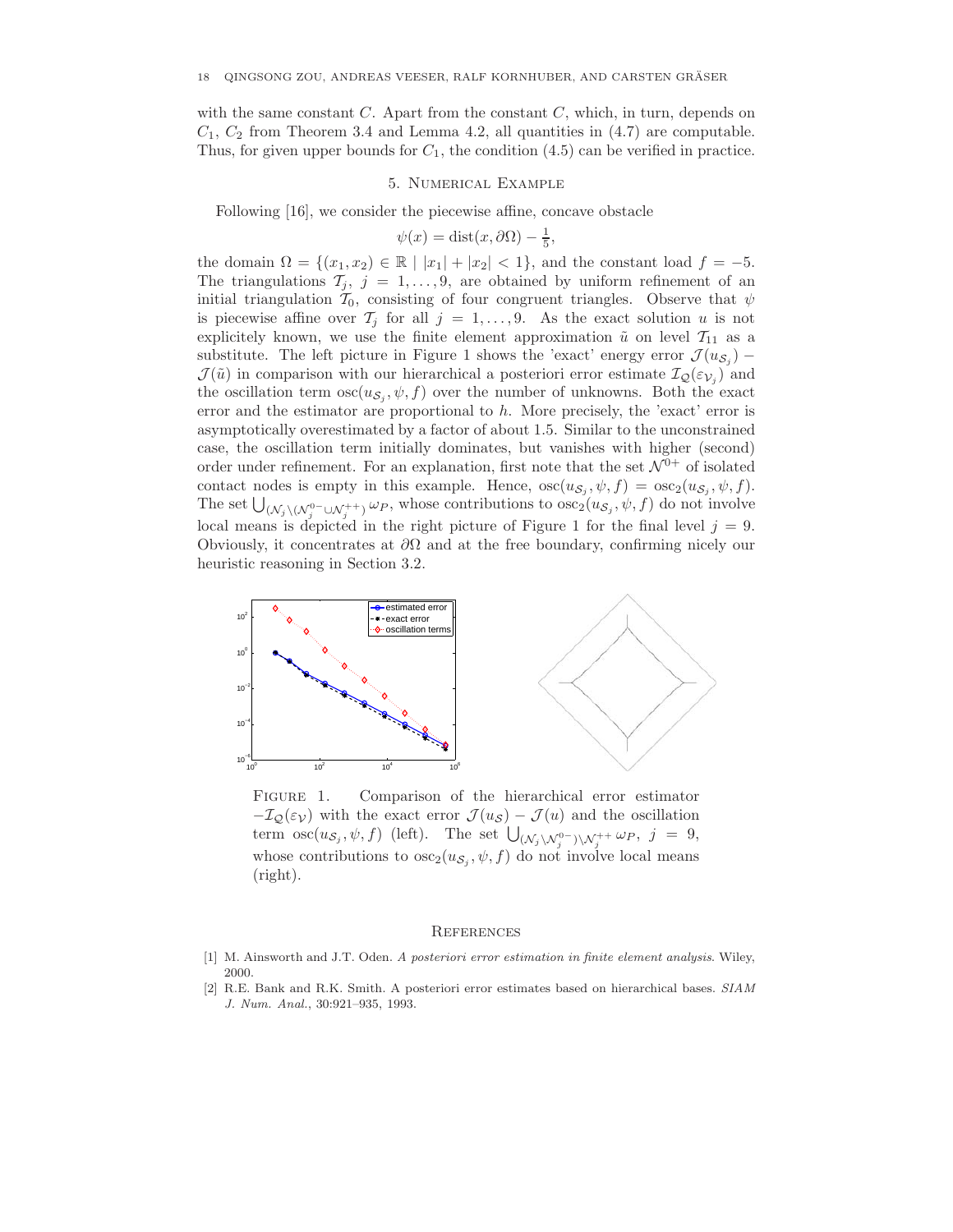with the same constant $C$. Apart from the constant $C$, which, in turn, depends on $C_1$, $C_2$ from Theorem 3.4 and Lemma 4.2, all quantities in (4.7) are computable. Thus, for given upper bounds for $C_1$, the condition (4.5) can be verified in practice.

## 5. Numerical Example

Following [16], we consider the piecewise affine, concave obstacle

$$\psi(x) = \mathrm{dist}(x, \partial\Omega) - \tfrac{1}{5},$$

the domain $\Omega = \{(x_1, x_2) \in \mathbb{R} \mid |x_1| + |x_2| < 1\}$, and the constant load $f = -5$. The triangulations $\mathcal{T}_j$, $j = 1, \ldots, 9$, are obtained by uniform refinement of an initial triangulation $\mathcal{T}_0$, consisting of four congruent triangles. Observe that $\psi$ is piecewise affine over $\mathcal{T}_j$ for all $j = 1, \ldots, 9$. As the exact solution $u$ is not explicitely known, we use the finite element approximation $\tilde{u}$ on level $\mathcal{T}_{11}$ as a substitute. The left picture in Figure 1 shows the 'exact' energy error $\mathcal{J}(u_{\mathcal{S}_j}) - \mathcal{J}(\tilde{u})$ in comparison with our hierarchical a posteriori error estimate $\mathcal{I}_{\mathcal{Q}}(\varepsilon_{\mathcal{V}_j})$ and the oscillation term $\mathrm{osc}(u_{\mathcal{S}_j}, \psi, f)$ over the number of unknowns. Both the exact error and the estimator are proportional to $h$. More precisely, the 'exact' error is asymptotically overestimated by a factor of about 1.5. Similar to the unconstrained case, the oscillation term initially dominates, but vanishes with higher (second) order under refinement. For an explanation, first note that the set $\mathcal{N}^{0+}$ of isolated contact nodes is empty in this example. Hence, $\mathrm{osc}(u_{\mathcal{S}_j}, \psi, f) = \mathrm{osc}_2(u_{\mathcal{S}_j}, \psi, f)$. The set $\bigcup_{(\mathcal{N}_j \setminus (\mathcal{N}_j^{0-} \cup \mathcal{N}_j^{++})} \omega_P$, whose contributions to $\mathrm{osc}_2(u_{\mathcal{S}_j}, \psi, f)$ do not involve local means is depicted in the right picture of Figure 1 for the final level $j = 9$. Obviously, it concentrates at $\partial\Omega$ and at the free boundary, confirming nicely our heuristic reasoning in Section 3.2.

Figure 1. Comparison of the hierarchical error estimator $-\mathcal{I}_{\mathcal{Q}}(\varepsilon_{\mathcal{V}})$ with the exact error $\mathcal{J}(u_{\mathcal{S}}) - \mathcal{J}(u)$ and the oscillation term $\mathrm{osc}(u_{\mathcal{S}_j}, \psi, f)$ (left). The set $\bigcup_{(\mathcal{N}_j \setminus \mathcal{N}_j^{0-}) \setminus \mathcal{N}_j^{++}} \omega_P$, $j = 9$, whose contributions to $\mathrm{osc}_2(u_{\mathcal{S}_j}, \psi, f)$ do not involve local means (right).

## References

[1] M. Ainsworth and J.T. Oden. *A posteriori error estimation in finite element analysis*. Wiley, 2000.

[2] R.E. Bank and R.K. Smith. A posteriori error estimates based on hierarchical bases. *SIAM J. Num. Anal.*, 30:921–935, 1993.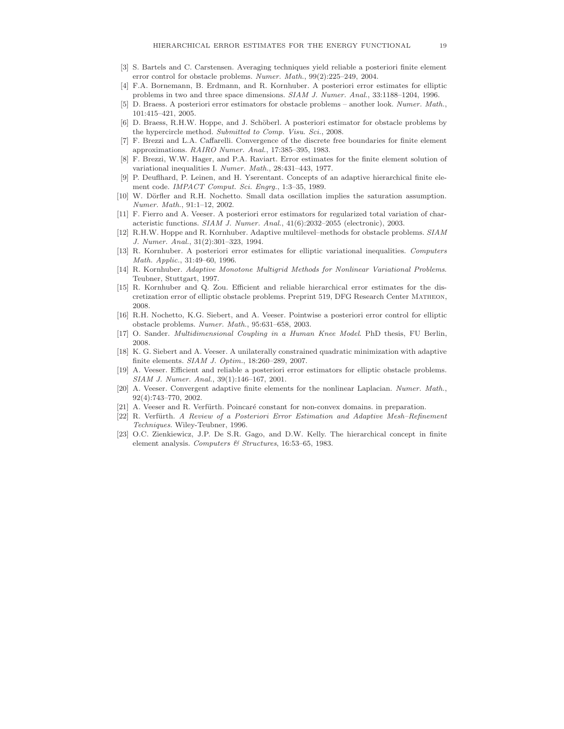[3] S. Bartels and C. Carstensen. Averaging techniques yield reliable a posteriori finite element error control for obstacle problems. *Numer. Math.*, 99(2):225–249, 2004.

[4] F.A. Bornemann, B. Erdmann, and R. Kornhuber. A posteriori error estimates for elliptic problems in two and three space dimensions. *SIAM J. Numer. Anal.*, 33:1188–1204, 1996.

[5] D. Braess. A posteriori error estimators for obstacle problems – another look. *Numer. Math.*, 101:415–421, 2005.

[6] D. Braess, R.H.W. Hoppe, and J. Schöberl. A posteriori estimator for obstacle problems by the hypercircle method. *Submitted to Comp. Visu. Sci.*, 2008.

[7] F. Brezzi and L.A. Caffarelli. Convergence of the discrete free boundaries for finite element approximations. *RAIRO Numer. Anal.*, 17:385–395, 1983.

[8] F. Brezzi, W.W. Hager, and P.A. Raviart. Error estimates for the finite element solution of variational inequalities I. *Numer. Math.*, 28:431–443, 1977.

[9] P. Deuflhard, P. Leinen, and H. Yserentant. Concepts of an adaptive hierarchical finite element code. *IMPACT Comput. Sci. Engrg.*, 1:3–35, 1989.

[10] W. Dörfler and R.H. Nochetto. Small data oscillation implies the saturation assumption. *Numer. Math.*, 91:1–12, 2002.

[11] F. Fierro and A. Veeser. A posteriori error estimators for regularized total variation of characteristic functions. *SIAM J. Numer. Anal.*, 41(6):2032–2055 (electronic), 2003.

[12] R.H.W. Hoppe and R. Kornhuber. Adaptive multilevel–methods for obstacle problems. *SIAM J. Numer. Anal.*, 31(2):301–323, 1994.

[13] R. Kornhuber. A posteriori error estimates for elliptic variational inequalities. *Computers Math. Applic.*, 31:49–60, 1996.

[14] R. Kornhuber. *Adaptive Monotone Multigrid Methods for Nonlinear Variational Problems*. Teubner, Stuttgart, 1997.

[15] R. Kornhuber and Q. Zou. Efficient and reliable hierarchical error estimates for the discretization error of elliptic obstacle problems. Preprint 519, DFG Research Center Matheon, 2008.

[16] R.H. Nochetto, K.G. Siebert, and A. Veeser. Pointwise a posteriori error control for elliptic obstacle problems. *Numer. Math.*, 95:631–658, 2003.

[17] O. Sander. *Multidimensional Coupling in a Human Knee Model*. PhD thesis, FU Berlin, 2008.

[18] K. G. Siebert and A. Veeser. A unilaterally constrained quadratic minimization with adaptive finite elements. *SIAM J. Optim.*, 18:260–289, 2007.

[19] A. Veeser. Efficient and reliable a posteriori error estimators for elliptic obstacle problems. *SIAM J. Numer. Anal.*, 39(1):146–167, 2001.

[20] A. Veeser. Convergent adaptive finite elements for the nonlinear Laplacian. *Numer. Math.*, 92(4):743–770, 2002.

[21] A. Veeser and R. Verfürth. Poincaré constant for non-convex domains. in preparation.

[22] R. Verfürth. *A Review of a Posteriori Error Estimation and Adaptive Mesh–Refinement Techniques*. Wiley-Teubner, 1996.

[23] O.C. Zienkiewicz, J.P. De S.R. Gago, and D.W. Kelly. The hierarchical concept in finite element analysis. *Computers & Structures*, 16:53–65, 1983.